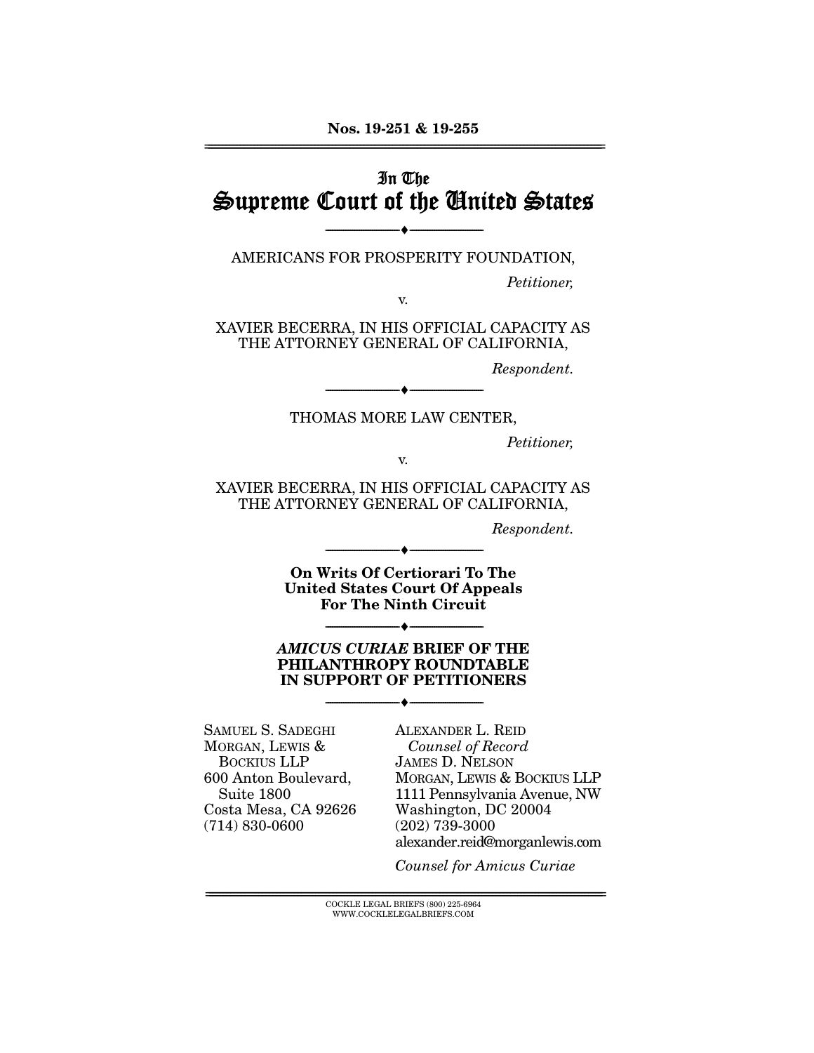**Nos. 19-251 & 19-255**

---

In The
# Supreme Court of the United States

---

AMERICANS FOR PROSPERITY FOUNDATION,

*Petitioner,*

v.

XAVIER BECERRA, IN HIS OFFICIAL CAPACITY AS THE ATTORNEY GENERAL OF CALIFORNIA,

*Respondent.*

---

THOMAS MORE LAW CENTER,

*Petitioner,*

v.

XAVIER BECERRA, IN HIS OFFICIAL CAPACITY AS THE ATTORNEY GENERAL OF CALIFORNIA,

*Respondent.*

---

**On Writs Of Certiorari To The United States Court Of Appeals For The Ninth Circuit**

---

***AMICUS CURIAE* BRIEF OF THE PHILANTHROPY ROUNDTABLE IN SUPPORT OF PETITIONERS**

---

SAMUEL S. SADEGHI
MORGAN, LEWIS & BOCKIUS LLP
600 Anton Boulevard, Suite 1800
Costa Mesa, CA 92626
(714) 830-0600

ALEXANDER L. REID
*Counsel of Record*
JAMES D. NELSON
MORGAN, LEWIS & BOCKIUS LLP
1111 Pennsylvania Avenue, NW
Washington, DC 20004
(202) 739-3000
alexander.reid@morganlewis.com

*Counsel for Amicus Curiae*

---

COCKLE LEGAL BRIEFS (800) 225-6964
WWW.COCKLELEGALBRIEFS.COM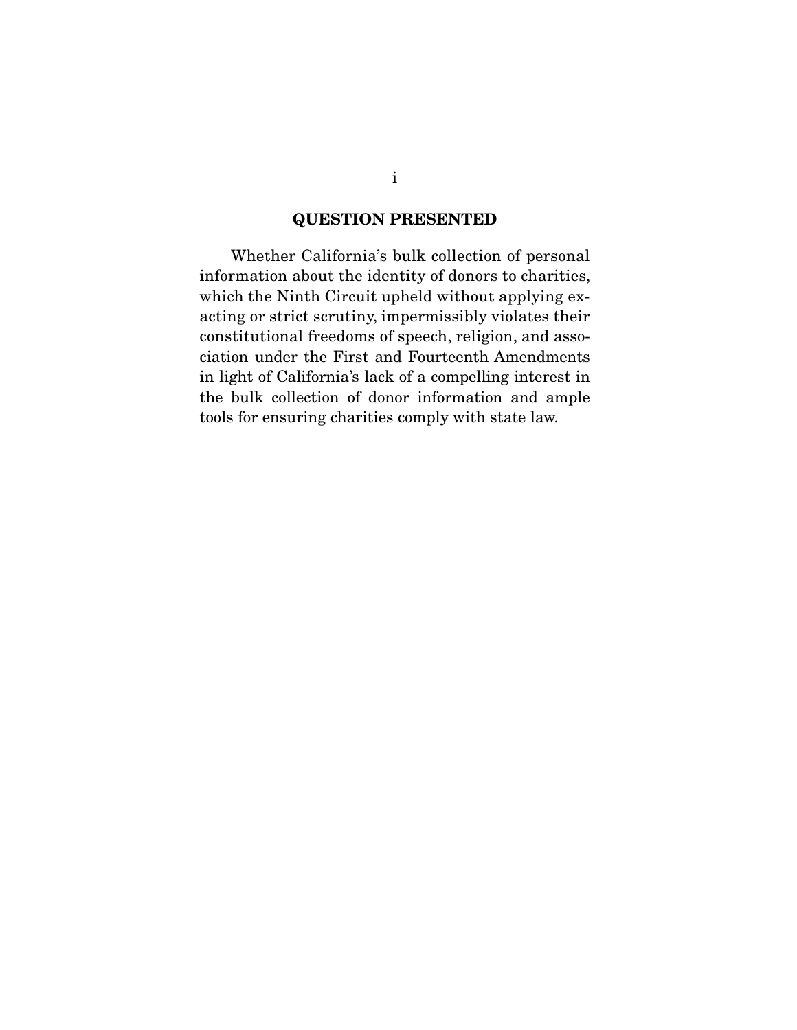## QUESTION PRESENTED

Whether California's bulk collection of personal information about the identity of donors to charities, which the Ninth Circuit upheld without applying exacting or strict scrutiny, impermissibly violates their constitutional freedoms of speech, religion, and association under the First and Fourteenth Amendments in light of California's lack of a compelling interest in the bulk collection of donor information and ample tools for ensuring charities comply with state law.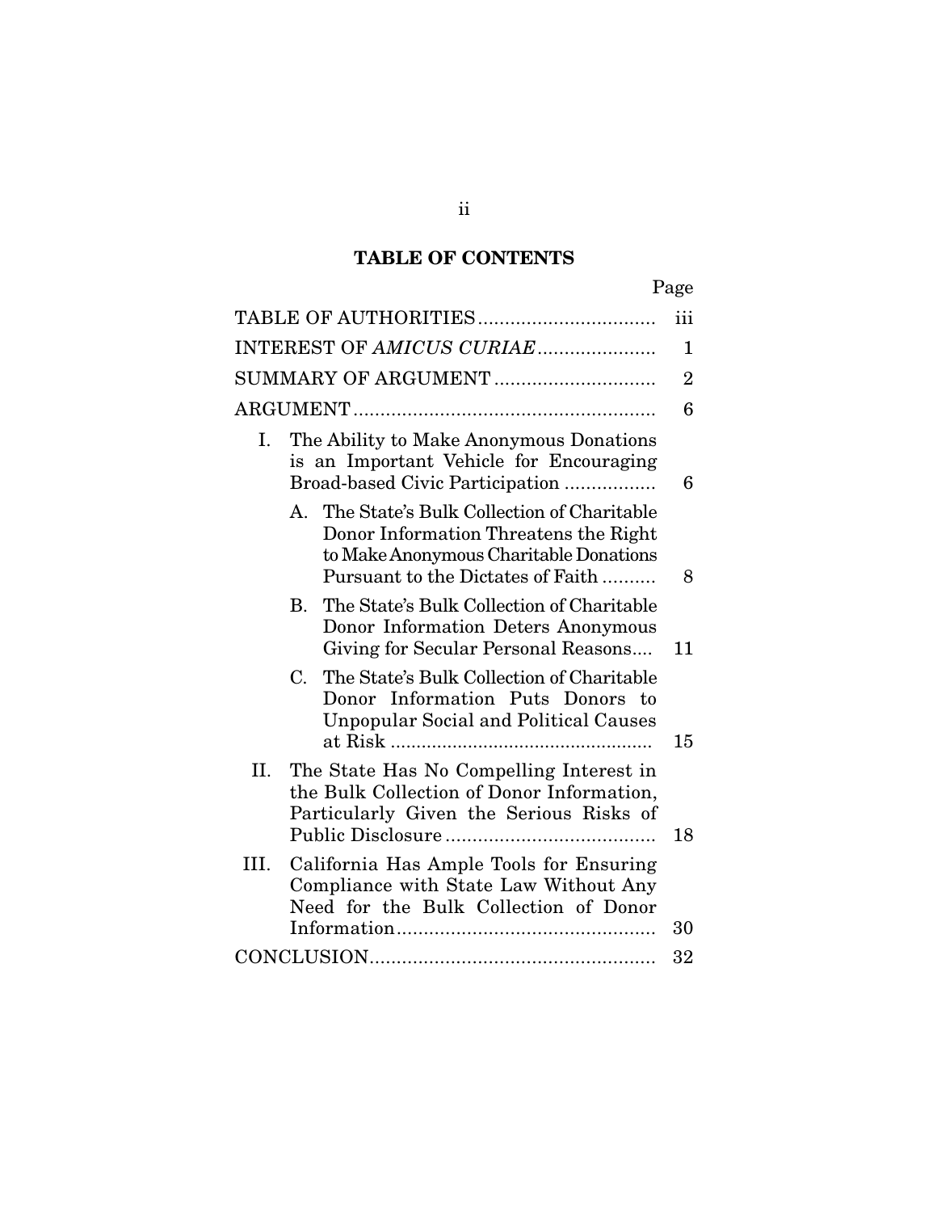## TABLE OF CONTENTS

| | Page |
|---|---|
| TABLE OF AUTHORITIES | iii |
| INTEREST OF *AMICUS CURIAE* | 1 |
| SUMMARY OF ARGUMENT | 2 |
| ARGUMENT | 6 |
| I. The Ability to Make Anonymous Donations is an Important Vehicle for Encouraging Broad-based Civic Participation | 6 |
| A. The State's Bulk Collection of Charitable Donor Information Threatens the Right to Make Anonymous Charitable Donations Pursuant to the Dictates of Faith | 8 |
| B. The State's Bulk Collection of Charitable Donor Information Deters Anonymous Giving for Secular Personal Reasons | 11 |
| C. The State's Bulk Collection of Charitable Donor Information Puts Donors to Unpopular Social and Political Causes at Risk | 15 |
| II. The State Has No Compelling Interest in the Bulk Collection of Donor Information, Particularly Given the Serious Risks of Public Disclosure | 18 |
| III. California Has Ample Tools for Ensuring Compliance with State Law Without Any Need for the Bulk Collection of Donor Information | 30 |
| CONCLUSION | 32 |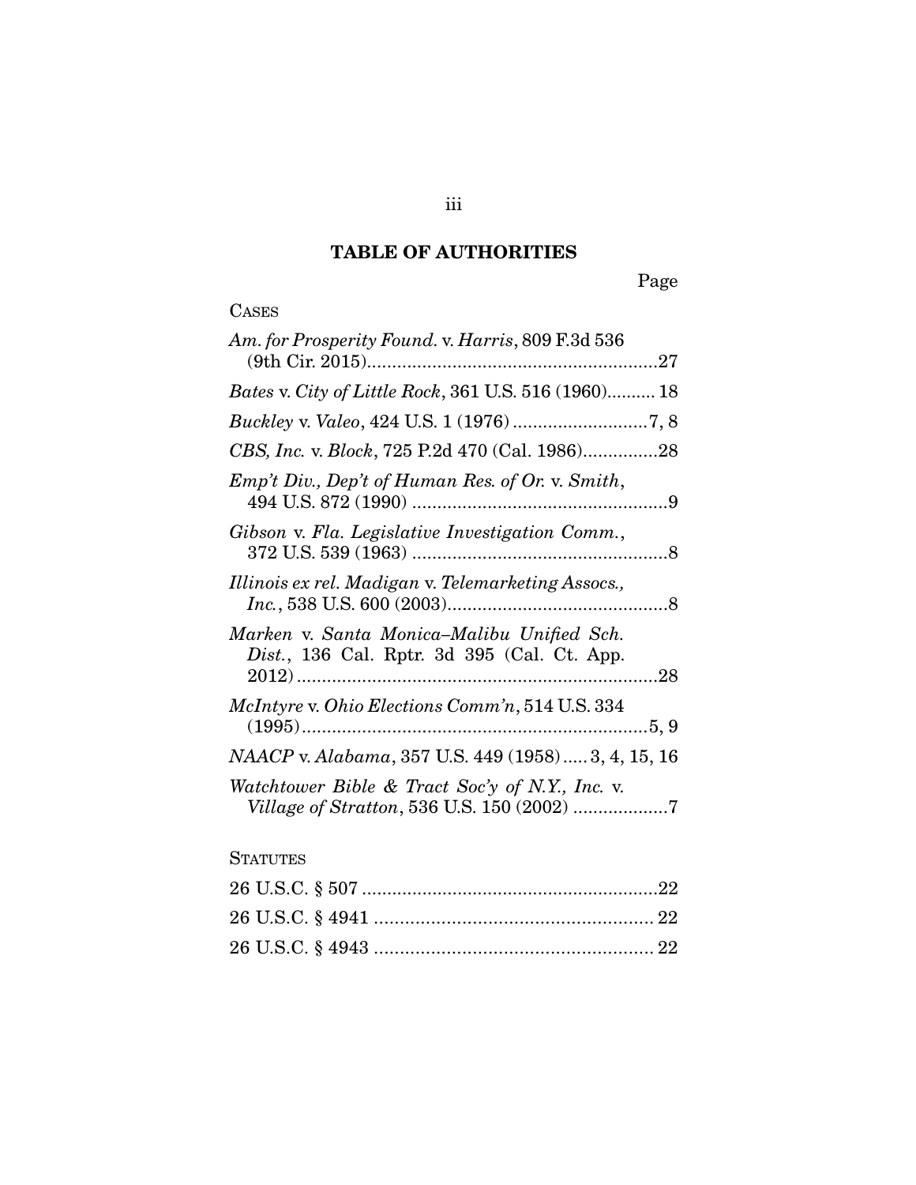## TABLE OF AUTHORITIES

Page

CASES

*Am. for Prosperity Found.* v. *Harris*, 809 F.3d 536 (9th Cir. 2015) ..........................................................27

*Bates* v. *City of Little Rock*, 361 U.S. 516 (1960).......... 18

*Buckley* v. *Valeo*, 424 U.S. 1 (1976) ...........................7, 8

*CBS, Inc.* v. *Block*, 725 P.2d 470 (Cal. 1986)...............28

*Emp't Div., Dep't of Human Res. of Or.* v. *Smith*, 494 U.S. 872 (1990) ...................................................9

*Gibson* v. *Fla. Legislative Investigation Comm.*, 372 U.S. 539 (1963) ...................................................8

*Illinois ex rel. Madigan* v. *Telemarketing Assocs., Inc.*, 538 U.S. 600 (2003)............................................8

*Marken* v. *Santa Monica–Malibu Unified Sch. Dist.*, 136 Cal. Rptr. 3d 395 (Cal. Ct. App. 2012) ........................................................................28

*McIntyre* v. *Ohio Elections Comm'n*, 514 U.S. 334 (1995).....................................................................5, 9

*NAACP* v. *Alabama*, 357 U.S. 449 (1958) ..... 3, 4, 15, 16

*Watchtower Bible & Tract Soc'y of N.Y., Inc.* v. *Village of Stratton*, 536 U.S. 150 (2002) ...................7

STATUTES

26 U.S.C. § 507 ...........................................................22

26 U.S.C. § 4941 ....................................................... 22

26 U.S.C. § 4943 ....................................................... 22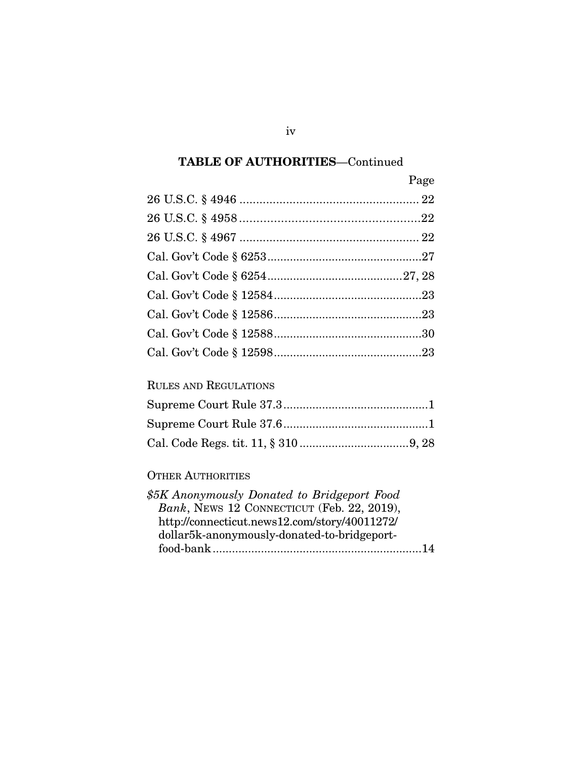## TABLE OF AUTHORITIES—Continued

Page

26 U.S.C. § 4946 ........................................................ 22

26 U.S.C. § 4958 ........................................................ 22

26 U.S.C. § 4967 ........................................................ 22

Cal. Gov't Code § 6253 ............................................... 27

Cal. Gov't Code § 6254 ......................................... 27, 28

Cal. Gov't Code § 12584 ............................................. 23

Cal. Gov't Code § 12586 ............................................. 23

Cal. Gov't Code § 12588 ............................................. 30

Cal. Gov't Code § 12598 ............................................. 23

RULES AND REGULATIONS

Supreme Court Rule 37.3 ............................................. 1

Supreme Court Rule 37.6 ............................................. 1

Cal. Code Regs. tit. 11, § 310 .................................. 9, 28

OTHER AUTHORITIES

*$5K Anonymously Donated to Bridgeport Food Bank*, NEWS 12 CONNECTICUT (Feb. 22, 2019), http://connecticut.news12.com/story/40011272/dollar5k-anonymously-donated-to-bridgeport-food-bank ................................................................. 14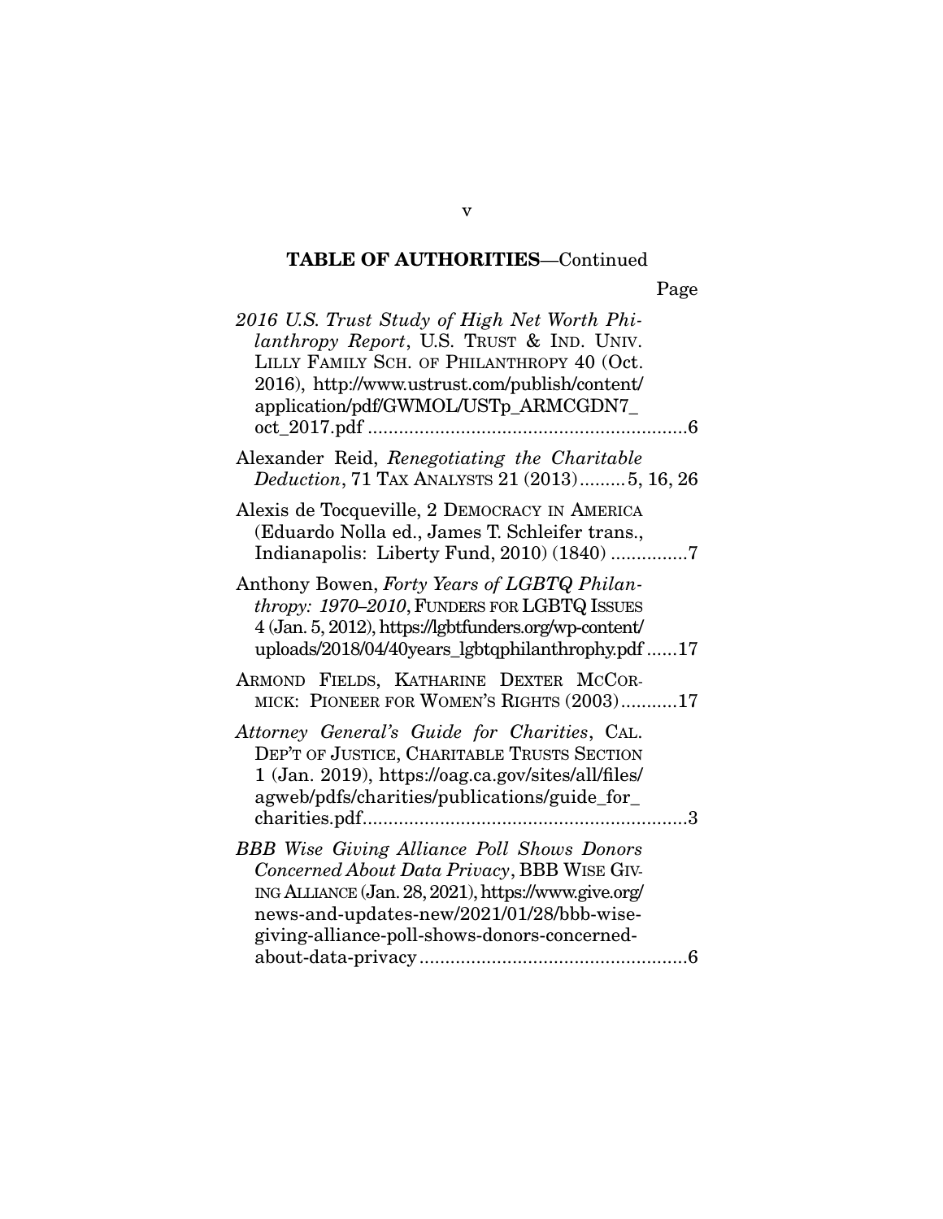## TABLE OF AUTHORITIES—Continued

Page

*2016 U.S. Trust Study of High Net Worth Philanthropy Report*, U.S. TRUST & IND. UNIV. LILLY FAMILY SCH. OF PHILANTHROPY 40 (Oct. 2016), http://www.ustrust.com/publish/content/application/pdf/GWMOL/USTp_ARMCGDN7_oct_2017.pdf ..............................................................6

Alexander Reid, *Renegotiating the Charitable Deduction*, 71 TAX ANALYSTS 21 (2013).........5, 16, 26

Alexis de Tocqueville, 2 DEMOCRACY IN AMERICA (Eduardo Nolla ed., James T. Schleifer trans., Indianapolis: Liberty Fund, 2010) (1840) ...............7

Anthony Bowen, *Forty Years of LGBTQ Philanthropy: 1970–2010*, FUNDERS FOR LGBTQ ISSUES 4 (Jan. 5, 2012), https://lgbtfunders.org/wp-content/uploads/2018/04/40years_lgbtqphilanthrophy.pdf ......17

ARMOND FIELDS, KATHARINE DEXTER MCCORMICK: PIONEER FOR WOMEN'S RIGHTS (2003)...........17

*Attorney General's Guide for Charities*, CAL. DEP'T OF JUSTICE, CHARITABLE TRUSTS SECTION 1 (Jan. 2019), https://oag.ca.gov/sites/all/files/agweb/pdfs/charities/publications/guide_for_charities.pdf...............................................................3

*BBB Wise Giving Alliance Poll Shows Donors Concerned About Data Privacy*, BBB WISE GIVING ALLIANCE (Jan. 28, 2021), https://www.give.org/news-and-updates-new/2021/01/28/bbb-wise-giving-alliance-poll-shows-donors-concerned-about-data-privacy....................................................6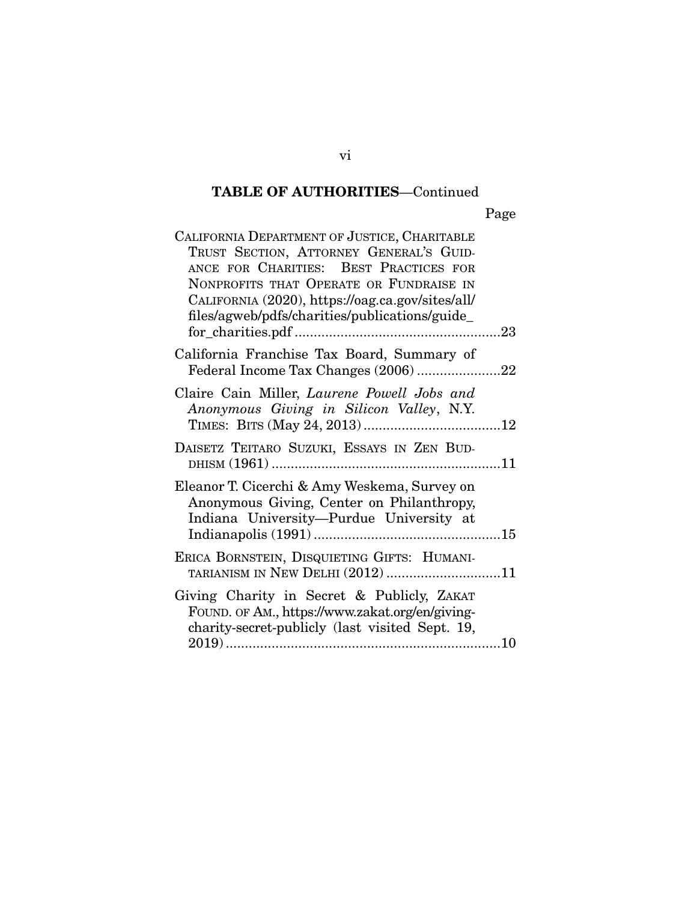**TABLE OF AUTHORITIES**—Continued

Page

CALIFORNIA DEPARTMENT OF JUSTICE, CHARITABLE TRUST SECTION, ATTORNEY GENERAL'S GUIDANCE FOR CHARITIES: BEST PRACTICES FOR NONPROFITS THAT OPERATE OR FUNDRAISE IN CALIFORNIA (2020), https://oag.ca.gov/sites/all/files/agweb/pdfs/charities/publications/guide_for_charities.pdf ......................................................23

California Franchise Tax Board, Summary of Federal Income Tax Changes (2006) ......................22

Claire Cain Miller, *Laurene Powell Jobs and Anonymous Giving in Silicon Valley*, N.Y. TIMES: BITS (May 24, 2013) ....................................12

DAISETZ TEITARO SUZUKI, ESSAYS IN ZEN BUDDHISM (1961) ............................................................11

Eleanor T. Cicerchi & Amy Weskema, Survey on Anonymous Giving, Center on Philanthropy, Indiana University—Purdue University at Indianapolis (1991) .................................................15

ERICA BORNSTEIN, DISQUIETING GIFTS: HUMANITARIANISM IN NEW DELHI (2012) ..............................11

Giving Charity in Secret & Publicly, ZAKAT FOUND. OF AM., https://www.zakat.org/en/giving-charity-secret-publicly (last visited Sept. 19, 2019) ........................................................................10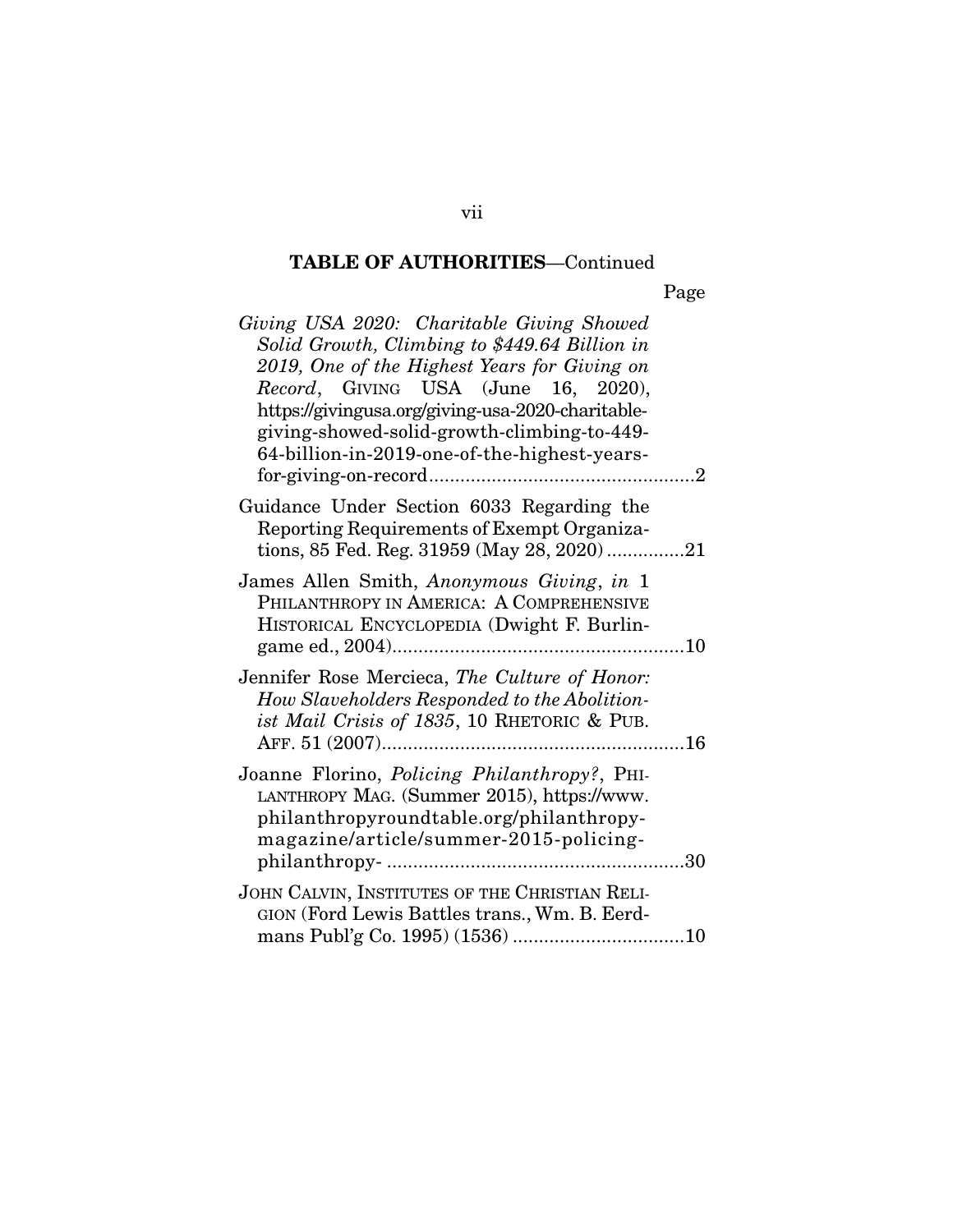**TABLE OF AUTHORITIES**—Continued

Page

*Giving USA 2020: Charitable Giving Showed Solid Growth, Climbing to $449.64 Billion in 2019, One of the Highest Years for Giving on Record*, GIVING USA (June 16, 2020), https://givingusa.org/giving-usa-2020-charitable-giving-showed-solid-growth-climbing-to-449-64-billion-in-2019-one-of-the-highest-years-for-giving-on-record....................................................2

Guidance Under Section 6033 Regarding the Reporting Requirements of Exempt Organizations, 85 Fed. Reg. 31959 (May 28, 2020) ...............21

James Allen Smith, *Anonymous Giving*, *in* 1 PHILANTHROPY IN AMERICA: A COMPREHENSIVE HISTORICAL ENCYCLOPEDIA (Dwight F. Burlingame ed., 2004)........................................................10

Jennifer Rose Mercieca, *The Culture of Honor: How Slaveholders Responded to the Abolitionist Mail Crisis of 1835*, 10 RHETORIC & PUB. AFF. 51 (2007)..........................................................16

Joanne Florino, *Policing Philanthropy?*, PHILANTHROPY MAG. (Summer 2015), https://www.philanthropyroundtable.org/philanthropy-magazine/article/summer-2015-policing-philanthropy- .........................................................30

JOHN CALVIN, INSTITUTES OF THE CHRISTIAN RELIGION (Ford Lewis Battles trans., Wm. B. Eerdmans Publ'g Co. 1995) (1536) .................................10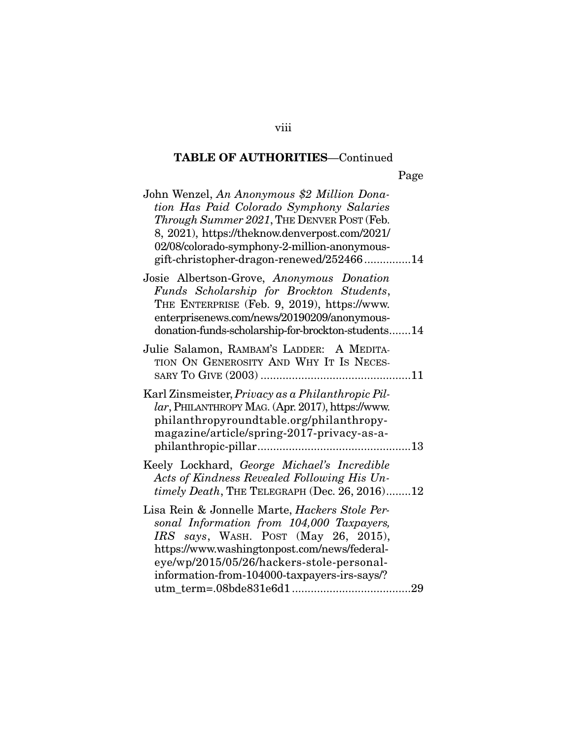## TABLE OF AUTHORITIES—Continued

Page

John Wenzel, *An Anonymous $2 Million Donation Has Paid Colorado Symphony Salaries Through Summer 2021*, THE DENVER POST (Feb. 8, 2021), https://theknow.denverpost.com/2021/02/08/colorado-symphony-2-million-anonymous-gift-christopher-dragon-renewed/252466 ............... 14

Josie Albertson-Grove, *Anonymous Donation Funds Scholarship for Brockton Students*, THE ENTERPRISE (Feb. 9, 2019), https://www.enterprisenews.com/news/20190209/anonymous-donation-funds-scholarship-for-brockton-students ....... 14

Julie Salamon, RAMBAM'S LADDER: A MEDITATION ON GENEROSITY AND WHY IT IS NECESSARY TO GIVE (2003) ................................................ 11

Karl Zinsmeister, *Privacy as a Philanthropic Pillar*, PHILANTHROPY MAG. (Apr. 2017), https://www.philanthropyroundtable.org/philanthropy-magazine/article/spring-2017-privacy-as-a-philanthropic-pillar ................................................. 13

Keely Lockhard, *George Michael's Incredible Acts of Kindness Revealed Following His Untimely Death*, THE TELEGRAPH (Dec. 26, 2016) ........ 12

Lisa Rein & Jonnelle Marte, *Hackers Stole Personal Information from 104,000 Taxpayers, IRS says*, WASH. POST (May 26, 2015), https://www.washingtonpost.com/news/federal-eye/wp/2015/05/26/hackers-stole-personal-information-from-104000-taxpayers-irs-says/?utm_term=.08bde831e6d1 ...................................... 29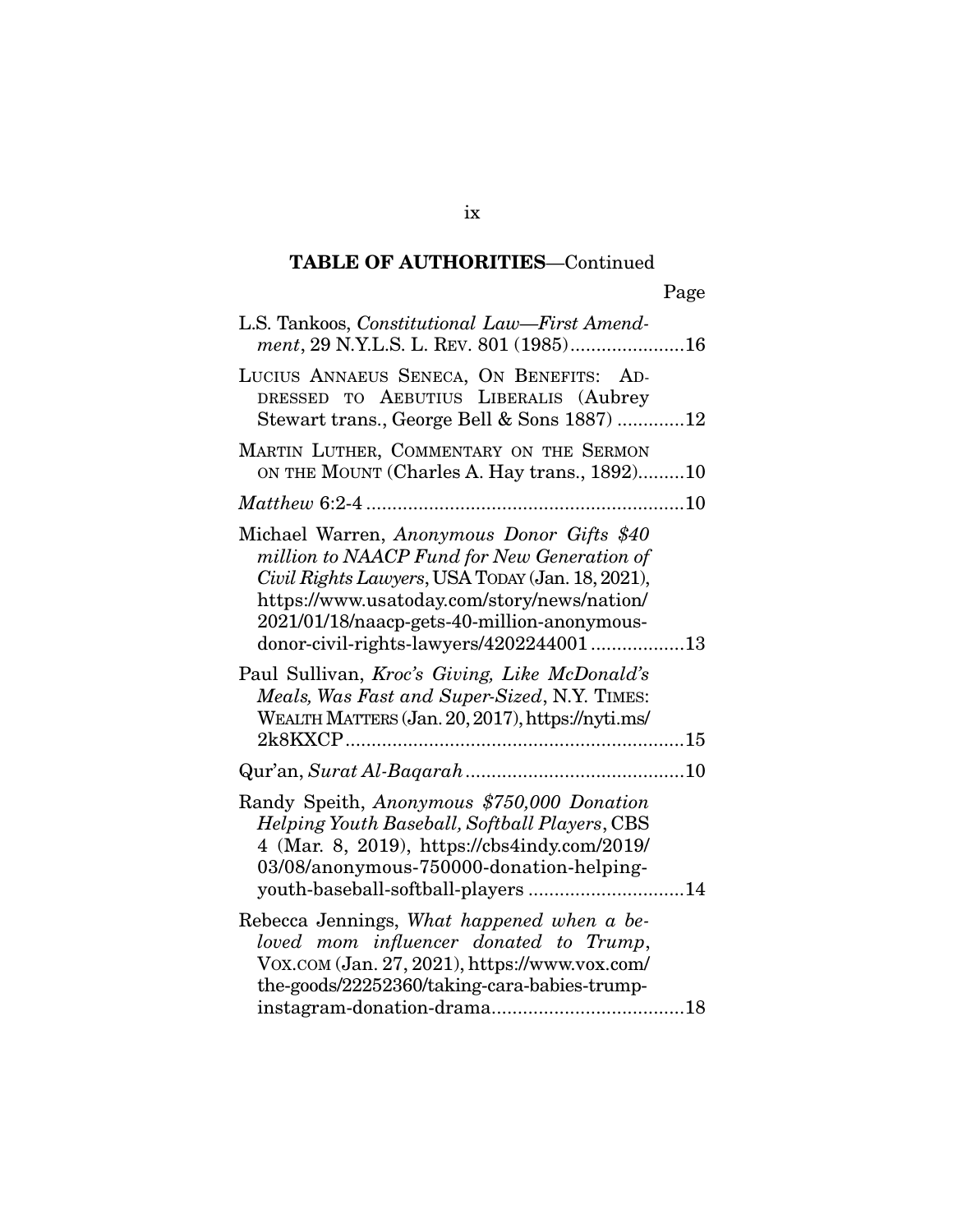**TABLE OF AUTHORITIES**—Continued

Page

L.S. Tankoos, *Constitutional Law—First Amendment*, 29 N.Y.L.S. L. REV. 801 (1985)......................16

LUCIUS ANNAEUS SENECA, ON BENEFITS: ADDRESSED TO AEBUTIUS LIBERALIS (Aubrey Stewart trans., George Bell & Sons 1887) .............12

MARTIN LUTHER, COMMENTARY ON THE SERMON ON THE MOUNT (Charles A. Hay trans., 1892).........10

*Matthew* 6:2-4 .............................................................10

Michael Warren, *Anonymous Donor Gifts $40 million to NAACP Fund for New Generation of Civil Rights Lawyers*, USA TODAY (Jan. 18, 2021), https://www.usatoday.com/story/news/nation/2021/01/18/naacp-gets-40-million-anonymous-donor-civil-rights-lawyers/4202244001 ..................13

Paul Sullivan, *Kroc's Giving, Like McDonald's Meals, Was Fast and Super-Sized*, N.Y. TIMES: WEALTH MATTERS (Jan. 20, 2017), https://nyti.ms/2k8KXCP.................................................................15

Qur'an, *Surat Al-Baqarah*..........................................10

Randy Speith, *Anonymous $750,000 Donation Helping Youth Baseball, Softball Players*, CBS 4 (Mar. 8, 2019), https://cbs4indy.com/2019/03/08/anonymous-750000-donation-helping-youth-baseball-softball-players ..............................14

Rebecca Jennings, *What happened when a beloved mom influencer donated to Trump*, VOX.COM (Jan. 27, 2021), https://www.vox.com/the-goods/22252360/taking-cara-babies-trump-instagram-donation-drama.....................................18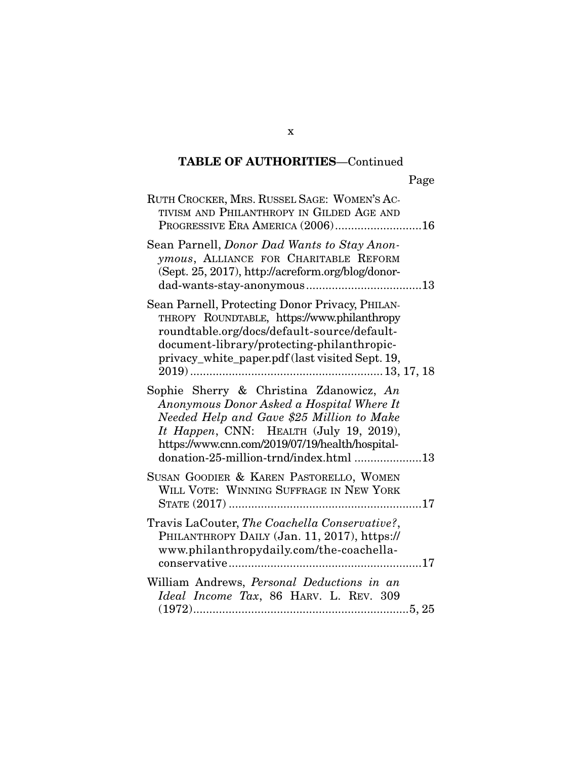**TABLE OF AUTHORITIES**—Continued

Page

RUTH CROCKER, MRS. RUSSEL SAGE: WOMEN'S ACTIVISM AND PHILANTHROPY IN GILDED AGE AND PROGRESSIVE ERA AMERICA (2006) ........................... 16

Sean Parnell, *Donor Dad Wants to Stay Anonymous*, ALLIANCE FOR CHARITABLE REFORM (Sept. 25, 2017), http://acreform.org/blog/donor-dad-wants-stay-anonymous .................................... 13

Sean Parnell, Protecting Donor Privacy, PHILANTHROPY ROUNDTABLE, https://www.philanthropyroundtable.org/docs/default-source/default-document-library/protecting-philanthropic-privacy_white_paper.pdf (last visited Sept. 19, 2019) ........................................................... 13, 17, 18

Sophie Sherry & Christina Zdanowicz, *An Anonymous Donor Asked a Hospital Where It Needed Help and Gave $25 Million to Make It Happen*, CNN: HEALTH (July 19, 2019), https://www.cnn.com/2019/07/19/health/hospital-donation-25-million-trnd/index.html ..................... 13

SUSAN GOODIER & KAREN PASTORELLO, WOMEN WILL VOTE: WINNING SUFFRAGE IN NEW YORK STATE (2017) ............................................................ 17

Travis LaCouter, *The Coachella Conservative?*, PHILANTHROPY DAILY (Jan. 11, 2017), https://www.philanthropydaily.com/the-coachella-conservative ............................................................ 17

William Andrews, *Personal Deductions in an Ideal Income Tax*, 86 HARV. L. REV. 309 (1972) ................................................................... 5, 25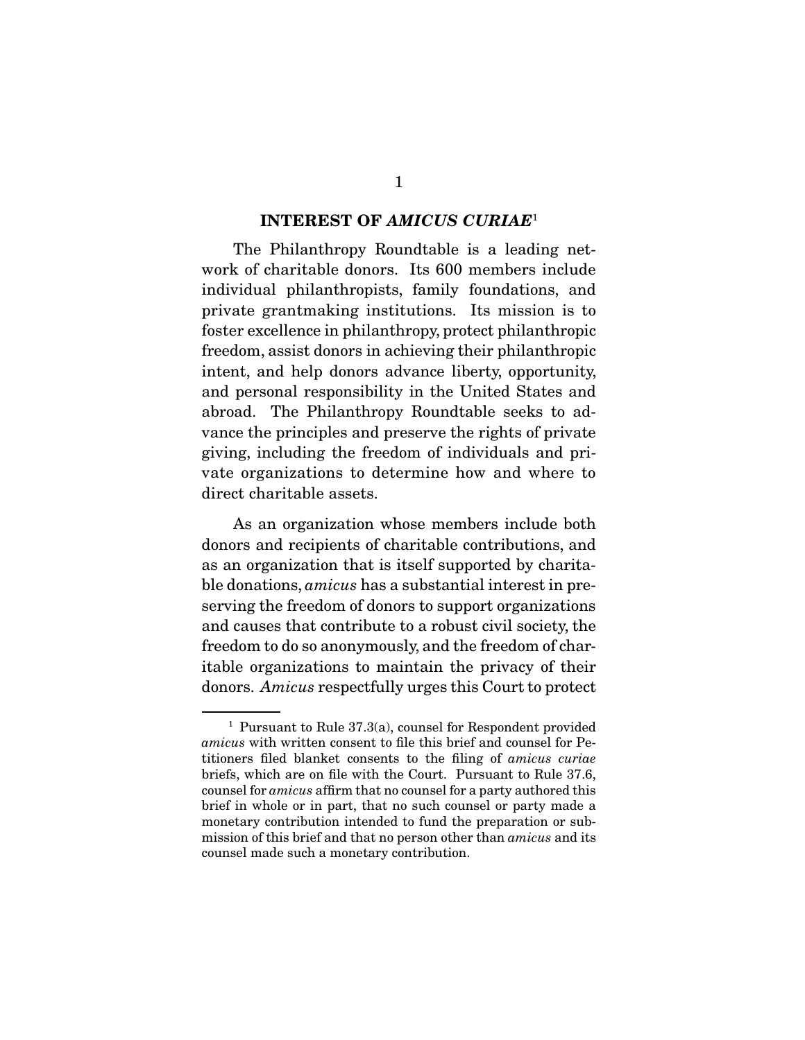## INTEREST OF *AMICUS CURIAE*[1]

The Philanthropy Roundtable is a leading network of charitable donors. Its 600 members include individual philanthropists, family foundations, and private grantmaking institutions. Its mission is to foster excellence in philanthropy, protect philanthropic freedom, assist donors in achieving their philanthropic intent, and help donors advance liberty, opportunity, and personal responsibility in the United States and abroad. The Philanthropy Roundtable seeks to advance the principles and preserve the rights of private giving, including the freedom of individuals and private organizations to determine how and where to direct charitable assets.

As an organization whose members include both donors and recipients of charitable contributions, and as an organization that is itself supported by charitable donations, *amicus* has a substantial interest in preserving the freedom of donors to support organizations and causes that contribute to a robust civil society, the freedom to do so anonymously, and the freedom of charitable organizations to maintain the privacy of their donors. *Amicus* respectfully urges this Court to protect

---

[1] Pursuant to Rule 37.3(a), counsel for Respondent provided *amicus* with written consent to file this brief and counsel for Petitioners filed blanket consents to the filing of *amicus curiae* briefs, which are on file with the Court. Pursuant to Rule 37.6, counsel for *amicus* affirm that no counsel for a party authored this brief in whole or in part, that no such counsel or party made a monetary contribution intended to fund the preparation or submission of this brief and that no person other than *amicus* and its counsel made such a monetary contribution.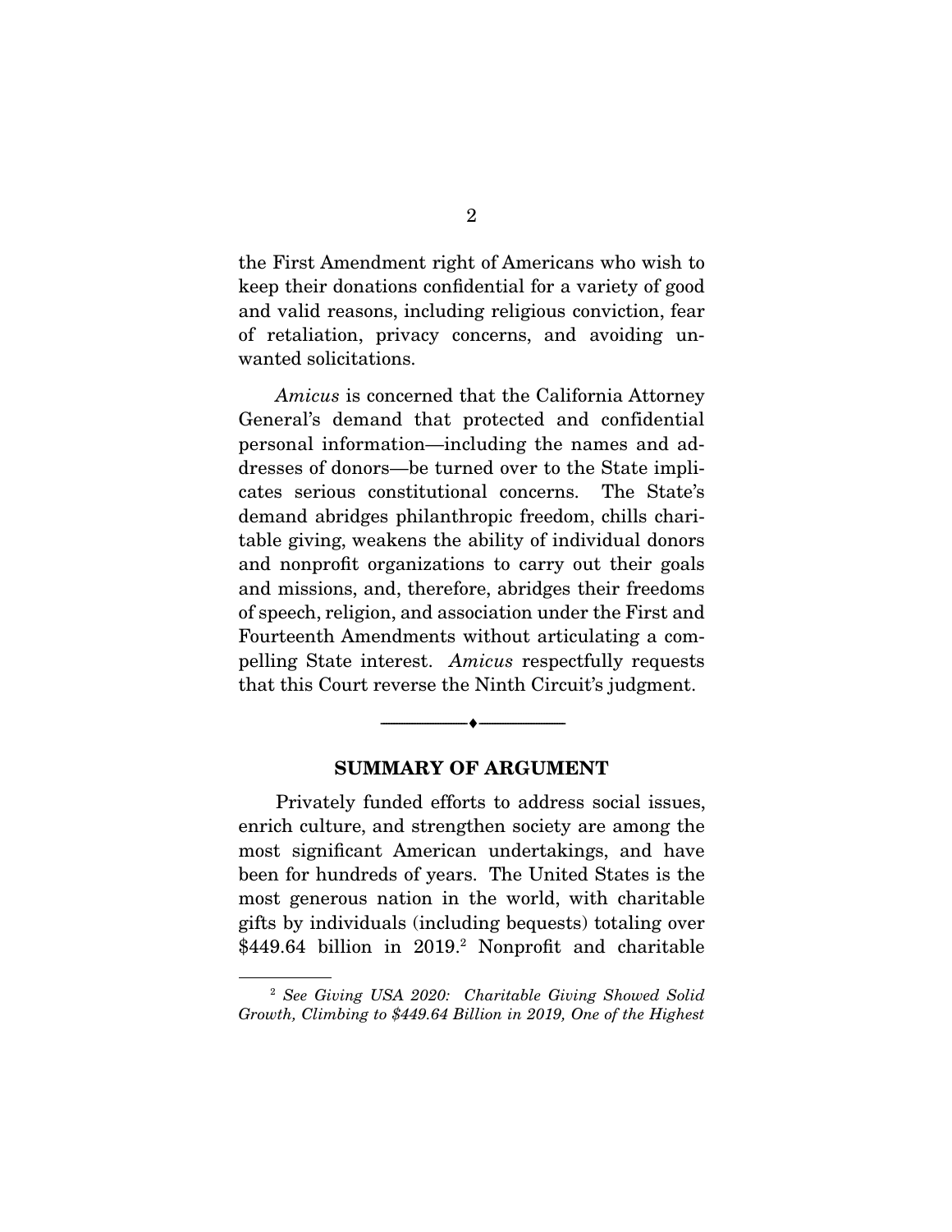the First Amendment right of Americans who wish to keep their donations confidential for a variety of good and valid reasons, including religious conviction, fear of retaliation, privacy concerns, and avoiding unwanted solicitations.

*Amicus* is concerned that the California Attorney General's demand that protected and confidential personal information—including the names and addresses of donors—be turned over to the State implicates serious constitutional concerns. The State's demand abridges philanthropic freedom, chills charitable giving, weakens the ability of individual donors and nonprofit organizations to carry out their goals and missions, and, therefore, abridges their freedoms of speech, religion, and association under the First and Fourteenth Amendments without articulating a compelling State interest. *Amicus* respectfully requests that this Court reverse the Ninth Circuit's judgment.

---

## SUMMARY OF ARGUMENT

Privately funded efforts to address social issues, enrich culture, and strengthen society are among the most significant American undertakings, and have been for hundreds of years. The United States is the most generous nation in the world, with charitable gifts by individuals (including bequests) totaling over $449.64 billion in 2019.[2] Nonprofit and charitable

[2] *See Giving USA 2020: Charitable Giving Showed Solid Growth, Climbing to $449.64 Billion in 2019, One of the Highest*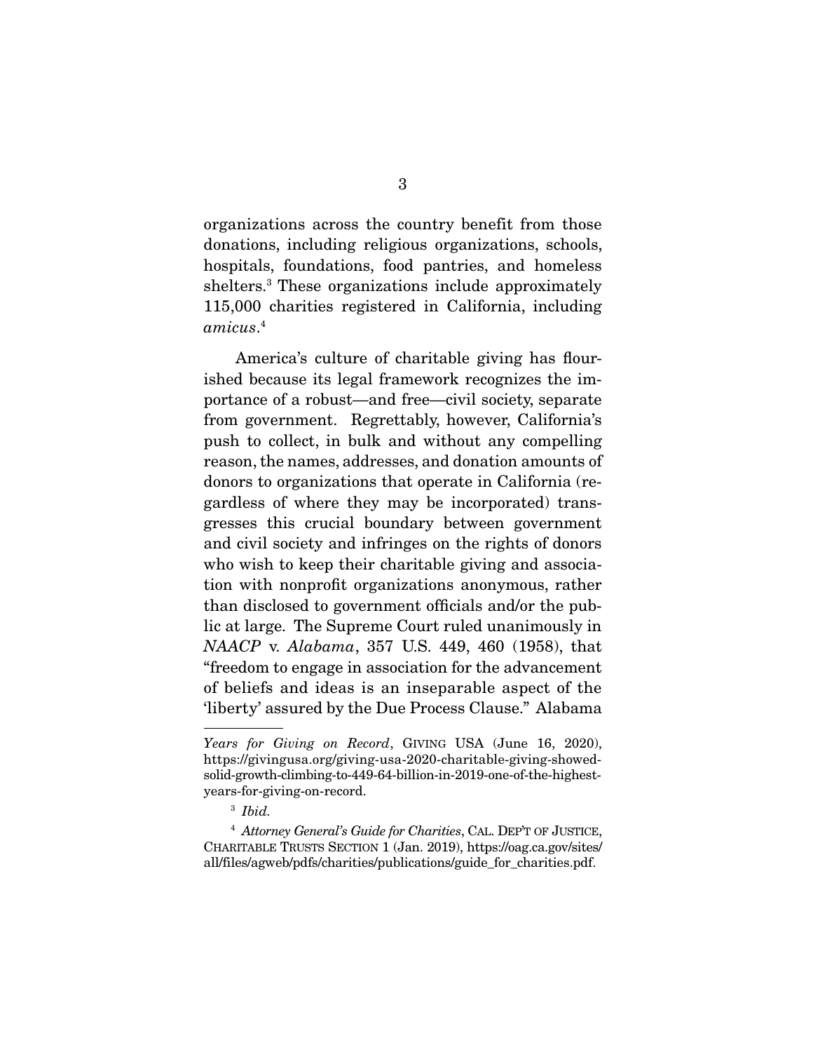organizations across the country benefit from those donations, including religious organizations, schools, hospitals, foundations, food pantries, and homeless shelters.[3] These organizations include approximately 115,000 charities registered in California, including *amicus*.[4]

America's culture of charitable giving has flourished because its legal framework recognizes the importance of a robust—and free—civil society, separate from government. Regrettably, however, California's push to collect, in bulk and without any compelling reason, the names, addresses, and donation amounts of donors to organizations that operate in California (regardless of where they may be incorporated) transgresses this crucial boundary between government and civil society and infringes on the rights of donors who wish to keep their charitable giving and association with nonprofit organizations anonymous, rather than disclosed to government officials and/or the public at large. The Supreme Court ruled unanimously in *NAACP* v. *Alabama*, 357 U.S. 449, 460 (1958), that "freedom to engage in association for the advancement of beliefs and ideas is an inseparable aspect of the 'liberty' assured by the Due Process Clause." Alabama

---

*Years for Giving on Record*, GIVING USA (June 16, 2020), https://givingusa.org/giving-usa-2020-charitable-giving-showed-solid-growth-climbing-to-449-64-billion-in-2019-one-of-the-highest-years-for-giving-on-record.

[3] *Ibid.*

[4] *Attorney General's Guide for Charities*, CAL. DEP'T OF JUSTICE, CHARITABLE TRUSTS SECTION 1 (Jan. 2019), https://oag.ca.gov/sites/all/files/agweb/pdfs/charities/publications/guide_for_charities.pdf.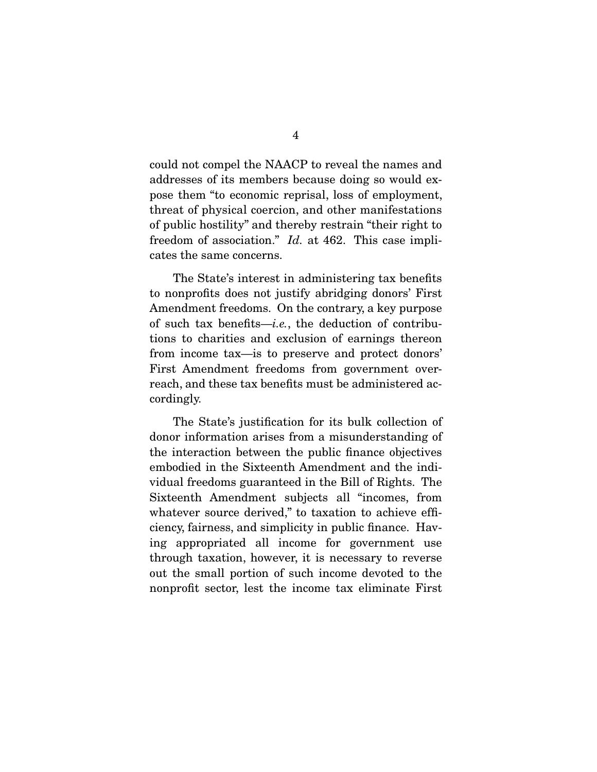could not compel the NAACP to reveal the names and addresses of its members because doing so would expose them "to economic reprisal, loss of employment, threat of physical coercion, and other manifestations of public hostility" and thereby restrain "their right to freedom of association." *Id.* at 462. This case implicates the same concerns.

The State's interest in administering tax benefits to nonprofits does not justify abridging donors' First Amendment freedoms. On the contrary, a key purpose of such tax benefits—*i.e.*, the deduction of contributions to charities and exclusion of earnings thereon from income tax—is to preserve and protect donors' First Amendment freedoms from government overreach, and these tax benefits must be administered accordingly.

The State's justification for its bulk collection of donor information arises from a misunderstanding of the interaction between the public finance objectives embodied in the Sixteenth Amendment and the individual freedoms guaranteed in the Bill of Rights. The Sixteenth Amendment subjects all "incomes, from whatever source derived," to taxation to achieve efficiency, fairness, and simplicity in public finance. Having appropriated all income for government use through taxation, however, it is necessary to reverse out the small portion of such income devoted to the nonprofit sector, lest the income tax eliminate First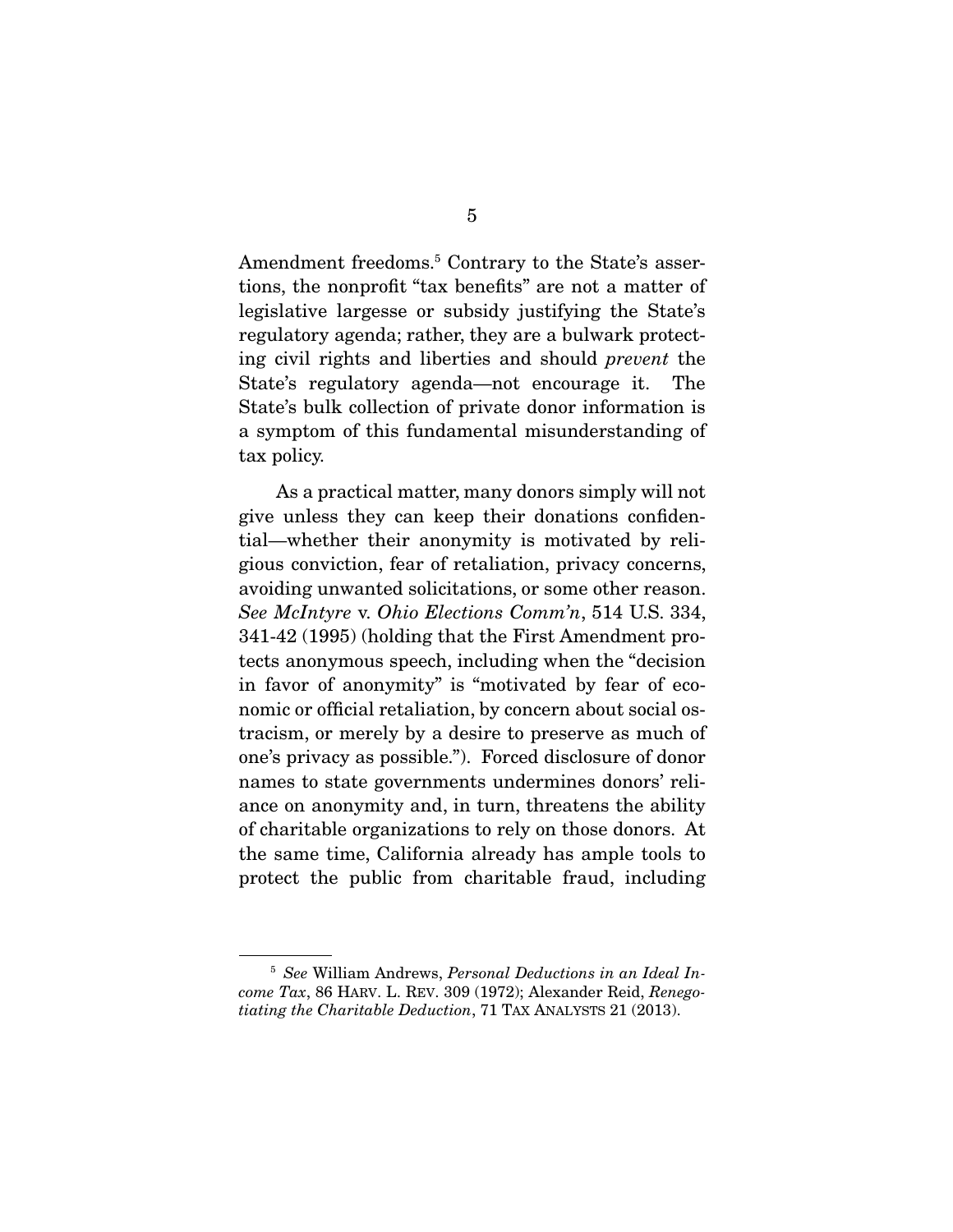Amendment freedoms.[5] Contrary to the State's assertions, the nonprofit "tax benefits" are not a matter of legislative largesse or subsidy justifying the State's regulatory agenda; rather, they are a bulwark protecting civil rights and liberties and should *prevent* the State's regulatory agenda—not encourage it. The State's bulk collection of private donor information is a symptom of this fundamental misunderstanding of tax policy.

As a practical matter, many donors simply will not give unless they can keep their donations confidential—whether their anonymity is motivated by religious conviction, fear of retaliation, privacy concerns, avoiding unwanted solicitations, or some other reason. *See McIntyre* v. *Ohio Elections Comm'n*, 514 U.S. 334, 341-42 (1995) (holding that the First Amendment protects anonymous speech, including when the "decision in favor of anonymity" is "motivated by fear of economic or official retaliation, by concern about social ostracism, or merely by a desire to preserve as much of one's privacy as possible."). Forced disclosure of donor names to state governments undermines donors' reliance on anonymity and, in turn, threatens the ability of charitable organizations to rely on those donors. At the same time, California already has ample tools to protect the public from charitable fraud, including

---

[5] *See* William Andrews, *Personal Deductions in an Ideal Income Tax*, 86 HARV. L. REV. 309 (1972); Alexander Reid, *Renegotiating the Charitable Deduction*, 71 TAX ANALYSTS 21 (2013).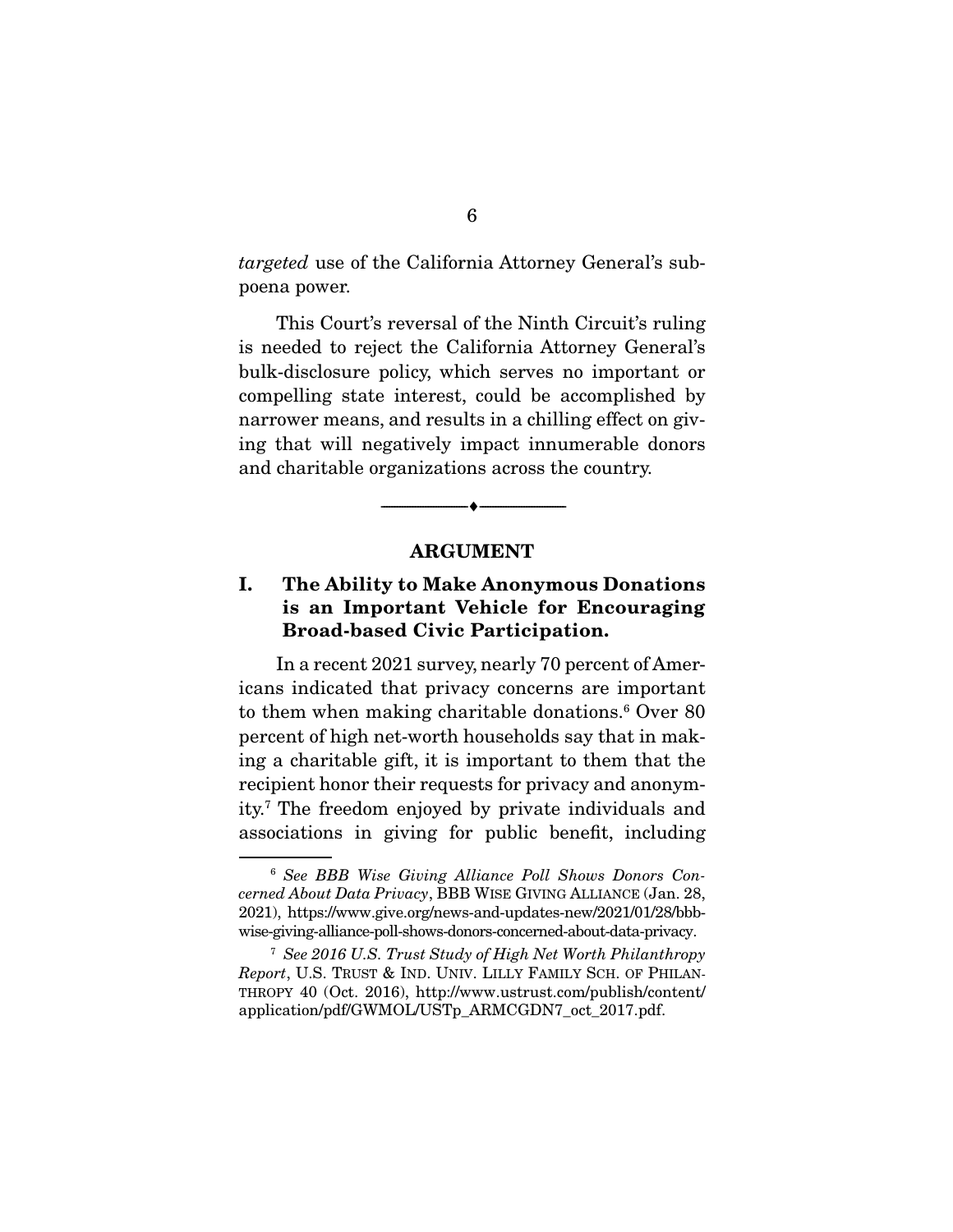*targeted* use of the California Attorney General's subpoena power.

This Court's reversal of the Ninth Circuit's ruling is needed to reject the California Attorney General's bulk-disclosure policy, which serves no important or compelling state interest, could be accomplished by narrower means, and results in a chilling effect on giving that will negatively impact innumerable donors and charitable organizations across the country.

---

## ARGUMENT

### I. The Ability to Make Anonymous Donations is an Important Vehicle for Encouraging Broad-based Civic Participation.

In a recent 2021 survey, nearly 70 percent of Americans indicated that privacy concerns are important to them when making charitable donations.[6] Over 80 percent of high net-worth households say that in making a charitable gift, it is important to them that the recipient honor their requests for privacy and anonymity.[7] The freedom enjoyed by private individuals and associations in giving for public benefit, including

---

[6] *See BBB Wise Giving Alliance Poll Shows Donors Concerned About Data Privacy*, BBB WISE GIVING ALLIANCE (Jan. 28, 2021), https://www.give.org/news-and-updates-new/2021/01/28/bbb-wise-giving-alliance-poll-shows-donors-concerned-about-data-privacy.

[7] *See 2016 U.S. Trust Study of High Net Worth Philanthropy Report*, U.S. TRUST & IND. UNIV. LILLY FAMILY SCH. OF PHILANTHROPY 40 (Oct. 2016), http://www.ustrust.com/publish/content/application/pdf/GWMOL/USTp_ARMCGDN7_oct_2017.pdf.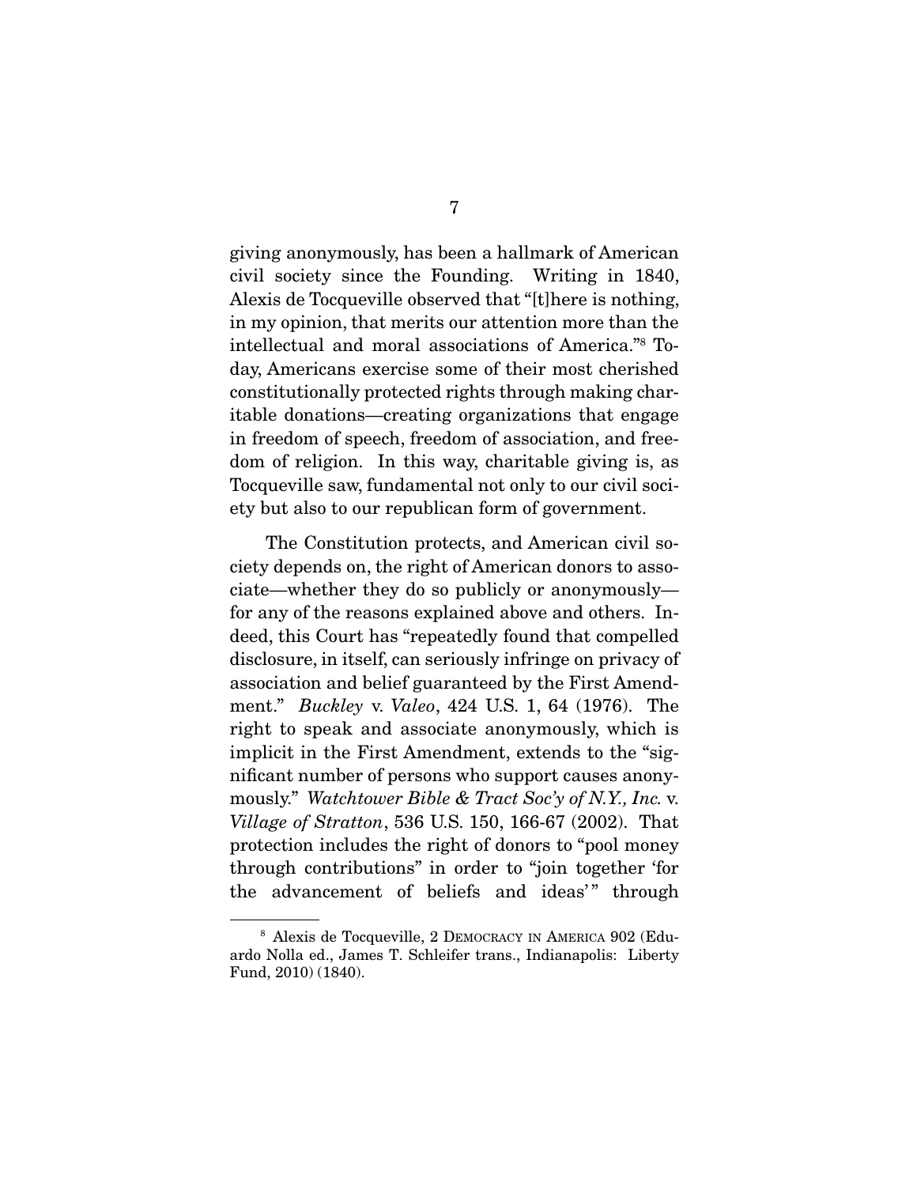giving anonymously, has been a hallmark of American civil society since the Founding. Writing in 1840, Alexis de Tocqueville observed that "[t]here is nothing, in my opinion, that merits our attention more than the intellectual and moral associations of America."[8] Today, Americans exercise some of their most cherished constitutionally protected rights through making charitable donations—creating organizations that engage in freedom of speech, freedom of association, and freedom of religion. In this way, charitable giving is, as Tocqueville saw, fundamental not only to our civil society but also to our republican form of government.

The Constitution protects, and American civil society depends on, the right of American donors to associate—whether they do so publicly or anonymously—for any of the reasons explained above and others. Indeed, this Court has "repeatedly found that compelled disclosure, in itself, can seriously infringe on privacy of association and belief guaranteed by the First Amendment." *Buckley* v. *Valeo*, 424 U.S. 1, 64 (1976). The right to speak and associate anonymously, which is implicit in the First Amendment, extends to the "significant number of persons who support causes anonymously." *Watchtower Bible & Tract Soc'y of N.Y., Inc.* v. *Village of Stratton*, 536 U.S. 150, 166-67 (2002). That protection includes the right of donors to "pool money through contributions" in order to "join together 'for the advancement of beliefs and ideas'" through

---

[8] Alexis de Tocqueville, 2 DEMOCRACY IN AMERICA 902 (Eduardo Nolla ed., James T. Schleifer trans., Indianapolis: Liberty Fund, 2010) (1840).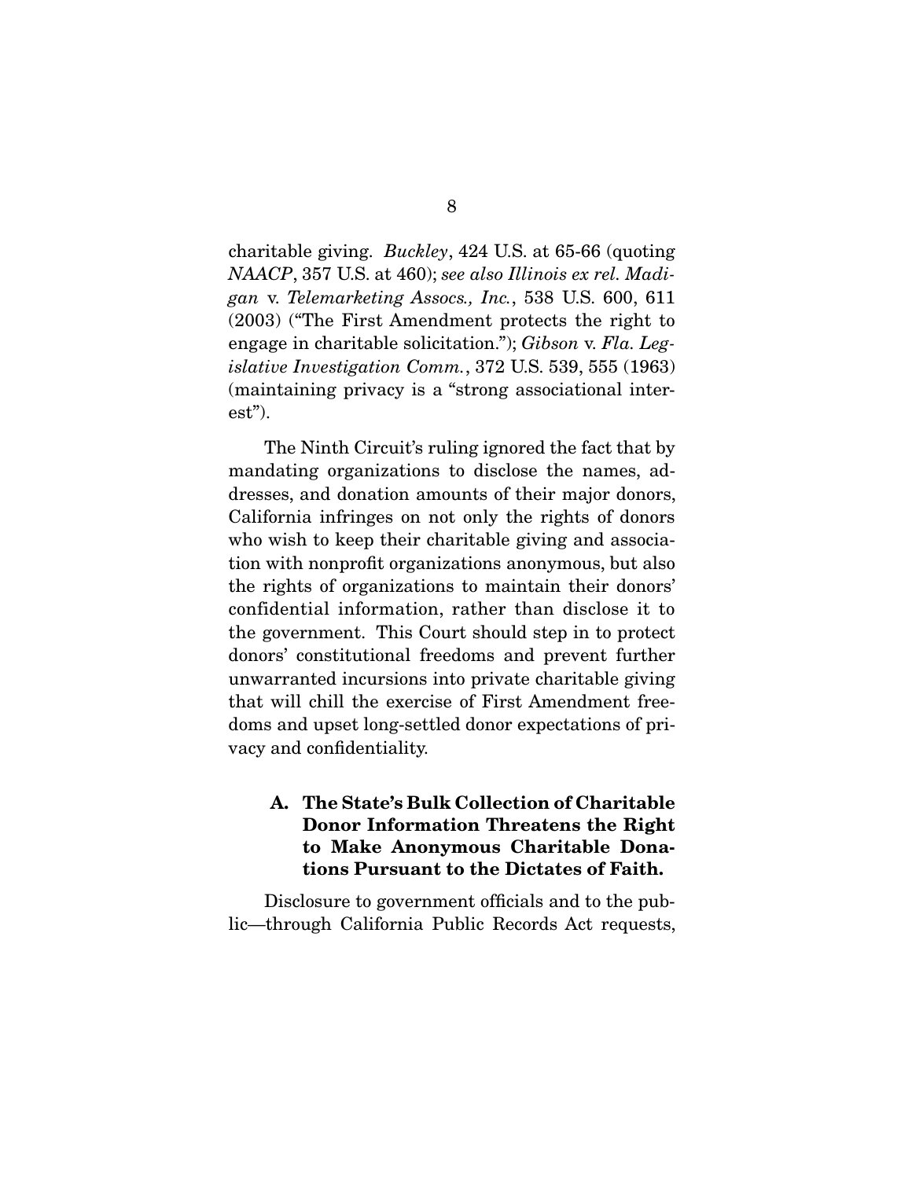charitable giving. *Buckley*, 424 U.S. at 65-66 (quoting *NAACP*, 357 U.S. at 460); *see also Illinois ex rel. Madigan* v. *Telemarketing Assocs., Inc.*, 538 U.S. 600, 611 (2003) ("The First Amendment protects the right to engage in charitable solicitation."); *Gibson* v. *Fla. Legislative Investigation Comm.*, 372 U.S. 539, 555 (1963) (maintaining privacy is a "strong associational interest").

The Ninth Circuit's ruling ignored the fact that by mandating organizations to disclose the names, addresses, and donation amounts of their major donors, California infringes on not only the rights of donors who wish to keep their charitable giving and association with nonprofit organizations anonymous, but also the rights of organizations to maintain their donors' confidential information, rather than disclose it to the government. This Court should step in to protect donors' constitutional freedoms and prevent further unwarranted incursions into private charitable giving that will chill the exercise of First Amendment freedoms and upset long-settled donor expectations of privacy and confidentiality.

### A. The State's Bulk Collection of Charitable Donor Information Threatens the Right to Make Anonymous Charitable Donations Pursuant to the Dictates of Faith.

Disclosure to government officials and to the public—through California Public Records Act requests,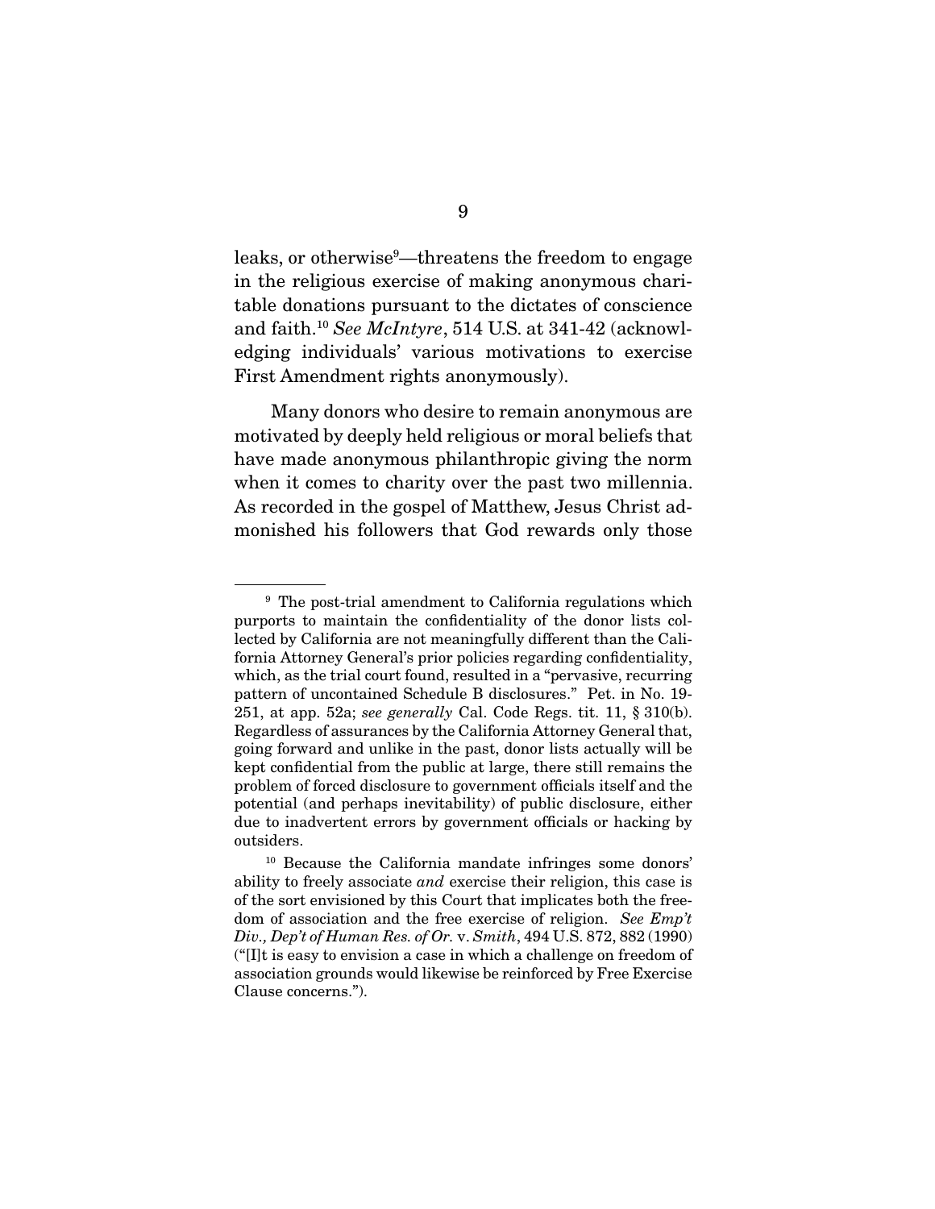leaks, or otherwise[9]—threatens the freedom to engage in the religious exercise of making anonymous charitable donations pursuant to the dictates of conscience and faith.[10] *See McIntyre*, 514 U.S. at 341-42 (acknowledging individuals' various motivations to exercise First Amendment rights anonymously).

Many donors who desire to remain anonymous are motivated by deeply held religious or moral beliefs that have made anonymous philanthropic giving the norm when it comes to charity over the past two millennia. As recorded in the gospel of Matthew, Jesus Christ admonished his followers that God rewards only those

---

[9] The post-trial amendment to California regulations which purports to maintain the confidentiality of the donor lists collected by California are not meaningfully different than the California Attorney General's prior policies regarding confidentiality, which, as the trial court found, resulted in a "pervasive, recurring pattern of uncontained Schedule B disclosures." Pet. in No. 19-251, at app. 52a; *see generally* Cal. Code Regs. tit. 11, § 310(b). Regardless of assurances by the California Attorney General that, going forward and unlike in the past, donor lists actually will be kept confidential from the public at large, there still remains the problem of forced disclosure to government officials itself and the potential (and perhaps inevitability) of public disclosure, either due to inadvertent errors by government officials or hacking by outsiders.

[10] Because the California mandate infringes some donors' ability to freely associate *and* exercise their religion, this case is of the sort envisioned by this Court that implicates both the freedom of association and the free exercise of religion. *See Emp't Div., Dep't of Human Res. of Or.* v. *Smith*, 494 U.S. 872, 882 (1990) ("[I]t is easy to envision a case in which a challenge on freedom of association grounds would likewise be reinforced by Free Exercise Clause concerns.").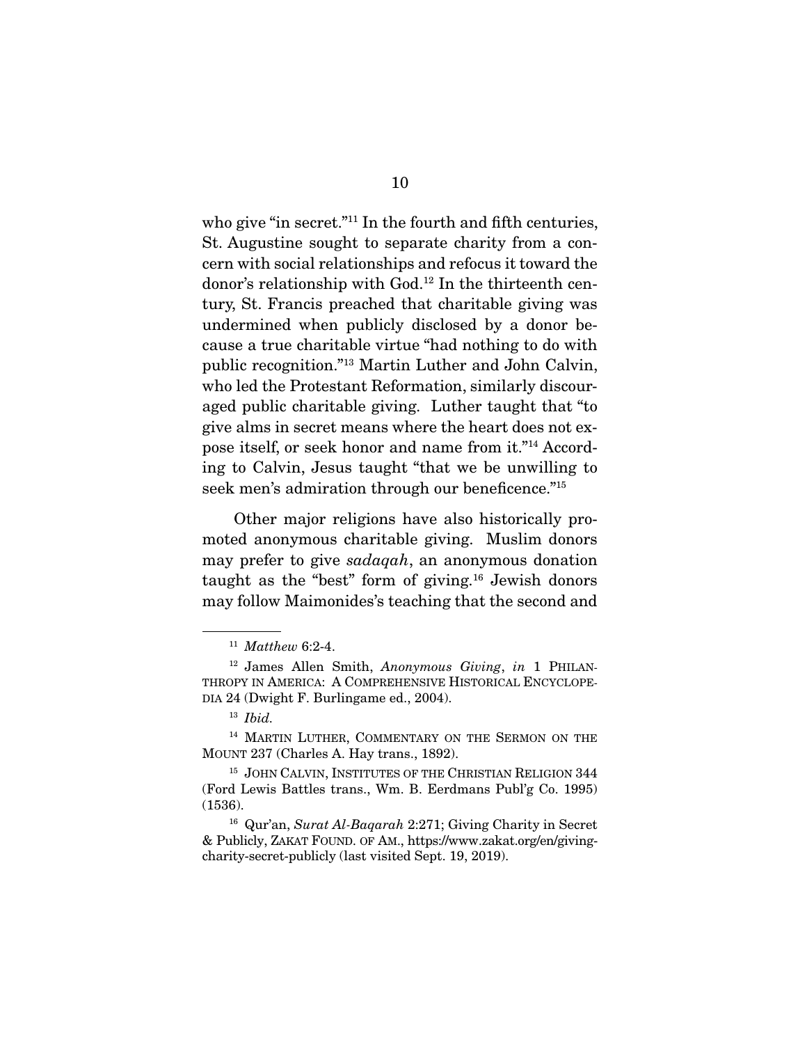who give "in secret."[11] In the fourth and fifth centuries, St. Augustine sought to separate charity from a concern with social relationships and refocus it toward the donor's relationship with God.[12] In the thirteenth century, St. Francis preached that charitable giving was undermined when publicly disclosed by a donor because a true charitable virtue "had nothing to do with public recognition."[13] Martin Luther and John Calvin, who led the Protestant Reformation, similarly discouraged public charitable giving. Luther taught that "to give alms in secret means where the heart does not expose itself, or seek honor and name from it."[14] According to Calvin, Jesus taught "that we be unwilling to seek men's admiration through our beneficence."[15]

Other major religions have also historically promoted anonymous charitable giving. Muslim donors may prefer to give *sadaqah*, an anonymous donation taught as the "best" form of giving.[16] Jewish donors may follow Maimonides's teaching that the second and

---

[11] *Matthew* 6:2-4.

[12] James Allen Smith, *Anonymous Giving*, *in* 1 PHILANTHROPY IN AMERICA: A COMPREHENSIVE HISTORICAL ENCYCLOPEDIA 24 (Dwight F. Burlingame ed., 2004).

[13] *Ibid.*

[14] MARTIN LUTHER, COMMENTARY ON THE SERMON ON THE MOUNT 237 (Charles A. Hay trans., 1892).

[15] JOHN CALVIN, INSTITUTES OF THE CHRISTIAN RELIGION 344 (Ford Lewis Battles trans., Wm. B. Eerdmans Publ'g Co. 1995) (1536).

[16] Qur'an, *Surat Al-Baqarah* 2:271; Giving Charity in Secret & Publicly, ZAKAT FOUND. OF AM., https://www.zakat.org/en/giving-charity-secret-publicly (last visited Sept. 19, 2019).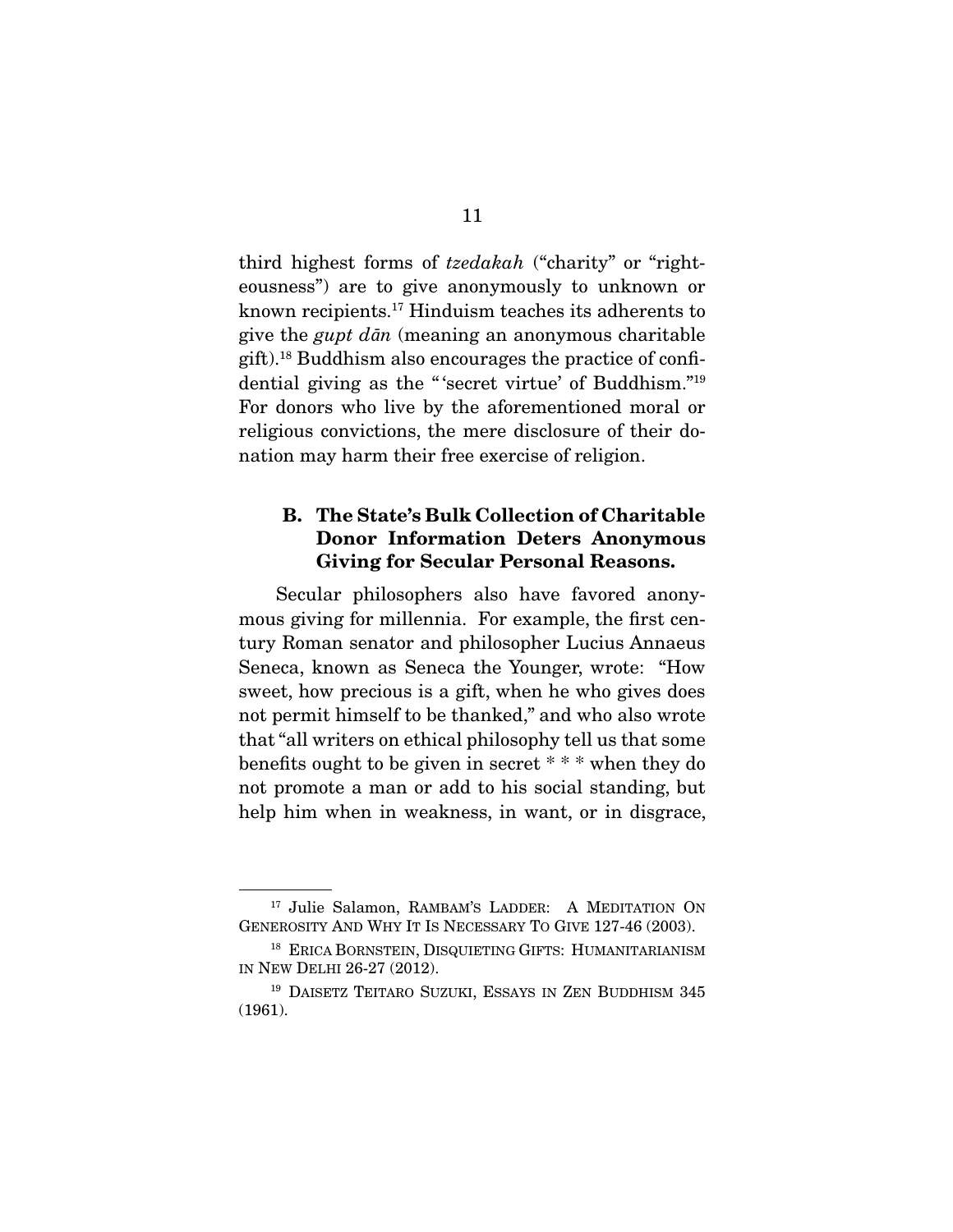third highest forms of *tzedakah* ("charity" or "righteousness") are to give anonymously to unknown or known recipients.[17] Hinduism teaches its adherents to give the *gupt dān* (meaning an anonymous charitable gift).[18] Buddhism also encourages the practice of confidential giving as the "'secret virtue' of Buddhism."[19] For donors who live by the aforementioned moral or religious convictions, the mere disclosure of their donation may harm their free exercise of religion.

### B. The State's Bulk Collection of Charitable Donor Information Deters Anonymous Giving for Secular Personal Reasons.

Secular philosophers also have favored anonymous giving for millennia. For example, the first century Roman senator and philosopher Lucius Annaeus Seneca, known as Seneca the Younger, wrote: "How sweet, how precious is a gift, when he who gives does not permit himself to be thanked," and who also wrote that "all writers on ethical philosophy tell us that some benefits ought to be given in secret * * * when they do not promote a man or add to his social standing, but help him when in weakness, in want, or in disgrace,

---

[17] Julie Salamon, RAMBAM'S LADDER: A MEDITATION ON GENEROSITY AND WHY IT IS NECESSARY TO GIVE 127-46 (2003).

[18] ERICA BORNSTEIN, DISQUIETING GIFTS: HUMANITARIANISM IN NEW DELHI 26-27 (2012).

[19] DAISETZ TEITARO SUZUKI, ESSAYS IN ZEN BUDDHISM 345 (1961).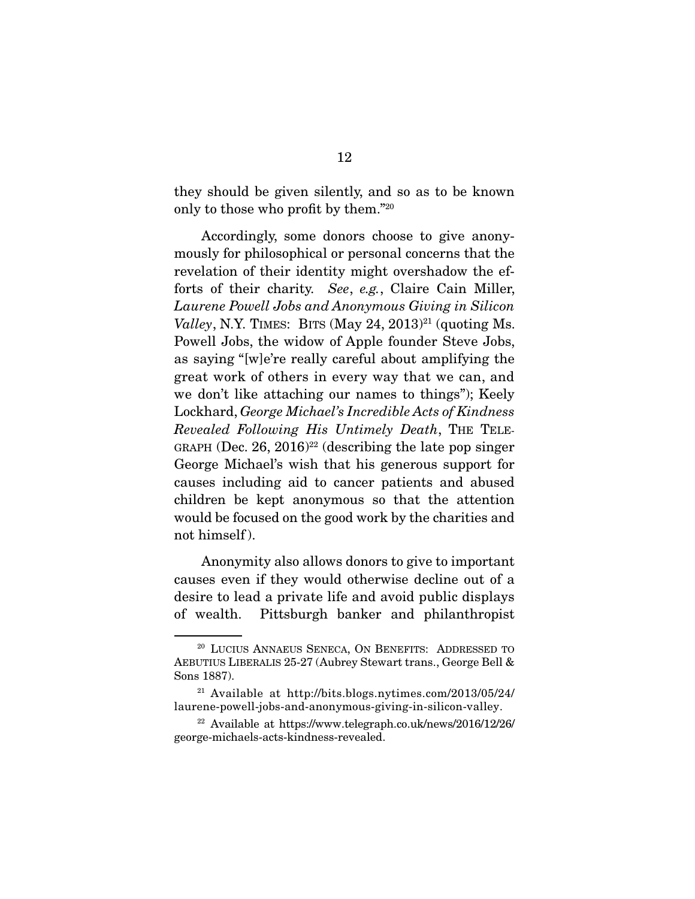they should be given silently, and so as to be known only to those who profit by them."[20]

Accordingly, some donors choose to give anonymously for philosophical or personal concerns that the revelation of their identity might overshadow the efforts of their charity. *See*, *e.g.*, Claire Cain Miller, *Laurene Powell Jobs and Anonymous Giving in Silicon Valley*, N.Y. TIMES: BITS (May 24, 2013)[21] (quoting Ms. Powell Jobs, the widow of Apple founder Steve Jobs, as saying "[w]e're really careful about amplifying the great work of others in every way that we can, and we don't like attaching our names to things"); Keely Lockhard, *George Michael's Incredible Acts of Kindness Revealed Following His Untimely Death*, THE TELEGRAPH (Dec. 26, 2016)[22] (describing the late pop singer George Michael's wish that his generous support for causes including aid to cancer patients and abused children be kept anonymous so that the attention would be focused on the good work by the charities and not himself).

Anonymity also allows donors to give to important causes even if they would otherwise decline out of a desire to lead a private life and avoid public displays of wealth. Pittsburgh banker and philanthropist

---

[20] LUCIUS ANNAEUS SENECA, ON BENEFITS: ADDRESSED TO AEBUTIUS LIBERALIS 25-27 (Aubrey Stewart trans., George Bell & Sons 1887).

[21] Available at http://bits.blogs.nytimes.com/2013/05/24/laurene-powell-jobs-and-anonymous-giving-in-silicon-valley.

[22] Available at https://www.telegraph.co.uk/news/2016/12/26/george-michaels-acts-kindness-revealed.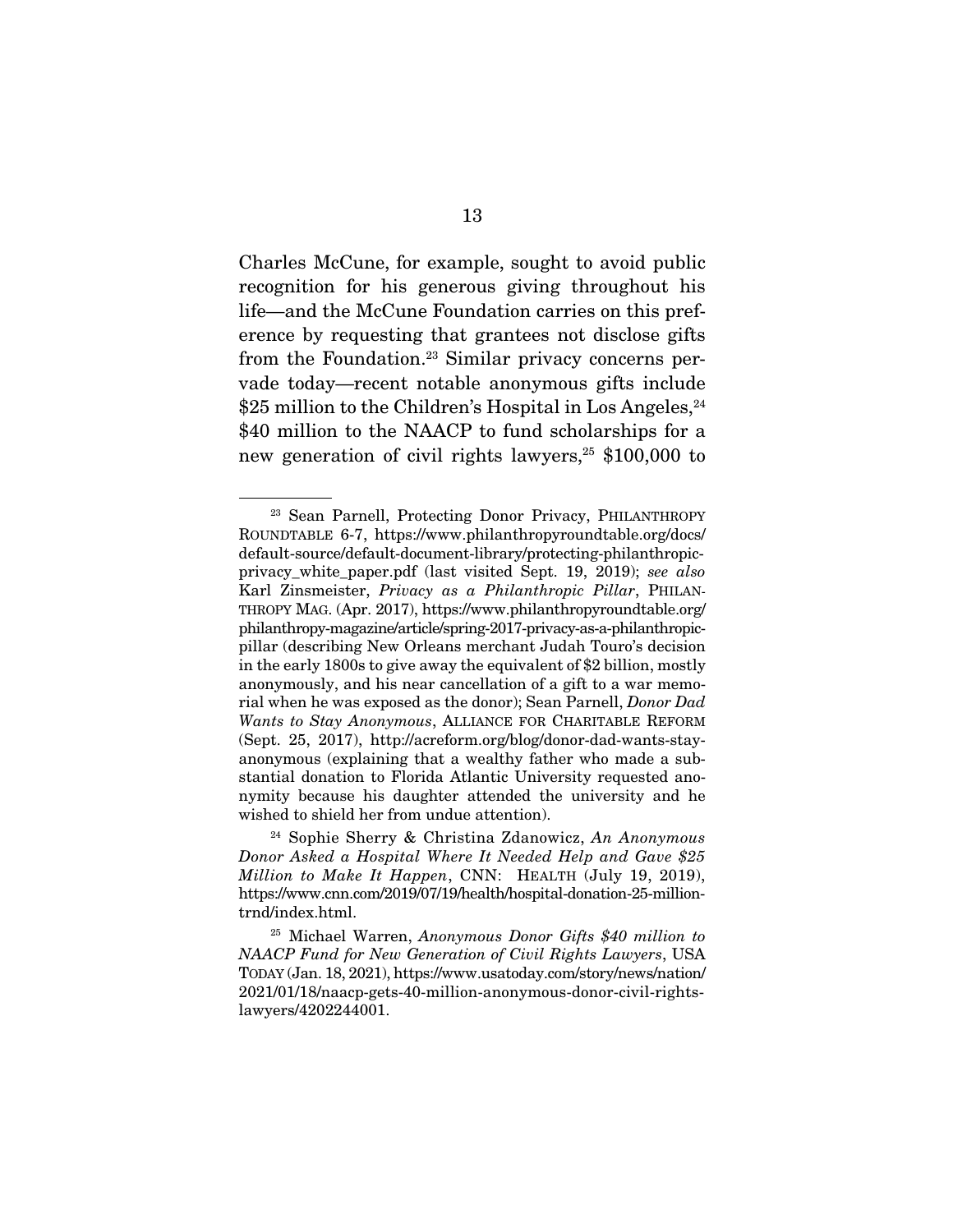Charles McCune, for example, sought to avoid public recognition for his generous giving throughout his life—and the McCune Foundation carries on this preference by requesting that grantees not disclose gifts from the Foundation.[23] Similar privacy concerns pervade today—recent notable anonymous gifts include $25 million to the Children's Hospital in Los Angeles,[24] $40 million to the NAACP to fund scholarships for a new generation of civil rights lawyers,[25] $100,000 to

---

[23] Sean Parnell, Protecting Donor Privacy, PHILANTHROPY ROUNDTABLE 6-7, https://www.philanthropyroundtable.org/docs/default-source/default-document-library/protecting-philanthropic-privacy_white_paper.pdf (last visited Sept. 19, 2019); *see also* Karl Zinsmeister, *Privacy as a Philanthropic Pillar*, PHILANTHROPY MAG. (Apr. 2017), https://www.philanthropyroundtable.org/philanthropy-magazine/article/spring-2017-privacy-as-a-philanthropic-pillar (describing New Orleans merchant Judah Touro's decision in the early 1800s to give away the equivalent of $2 billion, mostly anonymously, and his near cancellation of a gift to a war memorial when he was exposed as the donor); Sean Parnell, *Donor Dad Wants to Stay Anonymous*, ALLIANCE FOR CHARITABLE REFORM (Sept. 25, 2017), http://acreform.org/blog/donor-dad-wants-stay-anonymous (explaining that a wealthy father who made a substantial donation to Florida Atlantic University requested anonymity because his daughter attended the university and he wished to shield her from undue attention).

[24] Sophie Sherry & Christina Zdanowicz, *An Anonymous Donor Asked a Hospital Where It Needed Help and Gave $25 Million to Make It Happen*, CNN: HEALTH (July 19, 2019), https://www.cnn.com/2019/07/19/health/hospital-donation-25-million-trnd/index.html.

[25] Michael Warren, *Anonymous Donor Gifts $40 million to NAACP Fund for New Generation of Civil Rights Lawyers*, USA TODAY (Jan. 18, 2021), https://www.usatoday.com/story/news/nation/2021/01/18/naacp-gets-40-million-anonymous-donor-civil-rights-lawyers/4202244001.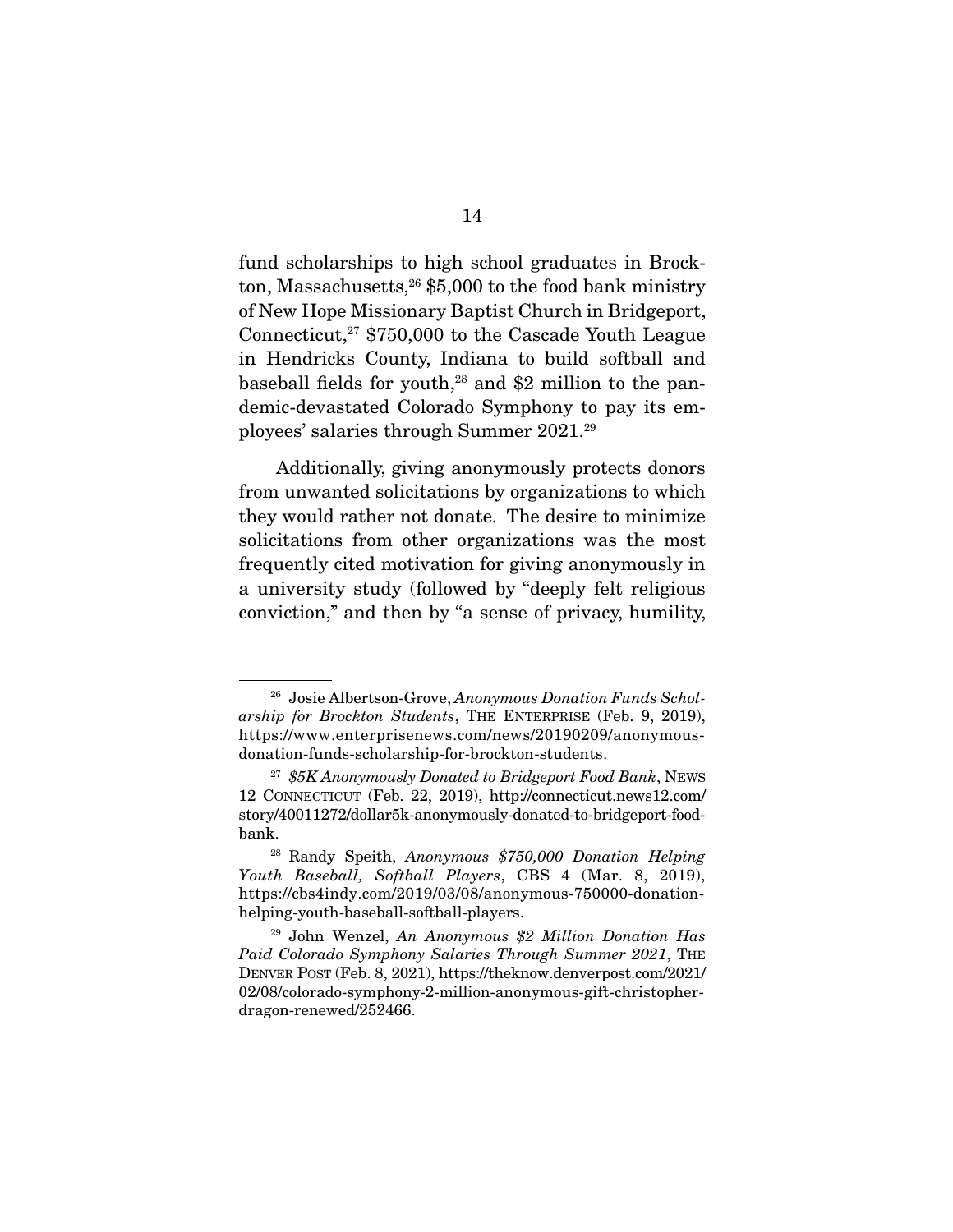fund scholarships to high school graduates in Brockton, Massachusetts,[26] $5,000 to the food bank ministry of New Hope Missionary Baptist Church in Bridgeport, Connecticut,[27] $750,000 to the Cascade Youth League in Hendricks County, Indiana to build softball and baseball fields for youth,[28] and $2 million to the pandemic-devastated Colorado Symphony to pay its employees' salaries through Summer 2021.[29]

Additionally, giving anonymously protects donors from unwanted solicitations by organizations to which they would rather not donate. The desire to minimize solicitations from other organizations was the most frequently cited motivation for giving anonymously in a university study (followed by "deeply felt religious conviction," and then by "a sense of privacy, humility,

---

[26] Josie Albertson-Grove, *Anonymous Donation Funds Scholarship for Brockton Students*, THE ENTERPRISE (Feb. 9, 2019), https://www.enterprisenews.com/news/20190209/anonymous-donation-funds-scholarship-for-brockton-students.

[27] *$5K Anonymously Donated to Bridgeport Food Bank*, NEWS 12 CONNECTICUT (Feb. 22, 2019), http://connecticut.news12.com/story/40011272/dollar5k-anonymously-donated-to-bridgeport-food-bank.

[28] Randy Speith, *Anonymous $750,000 Donation Helping Youth Baseball, Softball Players*, CBS 4 (Mar. 8, 2019), https://cbs4indy.com/2019/03/08/anonymous-750000-donation-helping-youth-baseball-softball-players.

[29] John Wenzel, *An Anonymous $2 Million Donation Has Paid Colorado Symphony Salaries Through Summer 2021*, THE DENVER POST (Feb. 8, 2021), https://theknow.denverpost.com/2021/02/08/colorado-symphony-2-million-anonymous-gift-christopher-dragon-renewed/252466.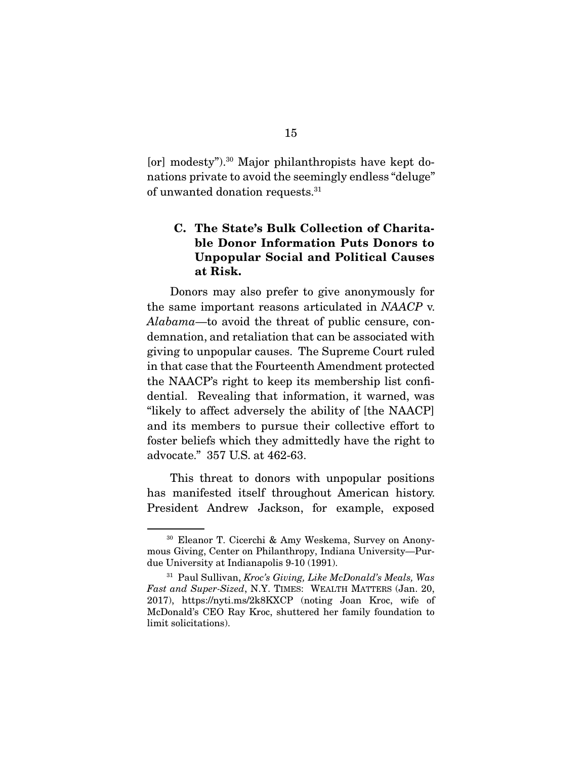[or] modesty").[30] Major philanthropists have kept donations private to avoid the seemingly endless "deluge" of unwanted donation requests.[31]

### C. The State's Bulk Collection of Charitable Donor Information Puts Donors to Unpopular Social and Political Causes at Risk.

Donors may also prefer to give anonymously for the same important reasons articulated in *NAACP* v. *Alabama*—to avoid the threat of public censure, condemnation, and retaliation that can be associated with giving to unpopular causes. The Supreme Court ruled in that case that the Fourteenth Amendment protected the NAACP's right to keep its membership list confidential. Revealing that information, it warned, was "likely to affect adversely the ability of [the NAACP] and its members to pursue their collective effort to foster beliefs which they admittedly have the right to advocate." 357 U.S. at 462-63.

This threat to donors with unpopular positions has manifested itself throughout American history. President Andrew Jackson, for example, exposed

---

[30] Eleanor T. Cicerchi & Amy Weskema, Survey on Anonymous Giving, Center on Philanthropy, Indiana University—Purdue University at Indianapolis 9-10 (1991).

[31] Paul Sullivan, *Kroc's Giving, Like McDonald's Meals, Was Fast and Super-Sized*, N.Y. TIMES: WEALTH MATTERS (Jan. 20, 2017), https://nyti.ms/2k8KXCP (noting Joan Kroc, wife of McDonald's CEO Ray Kroc, shuttered her family foundation to limit solicitations).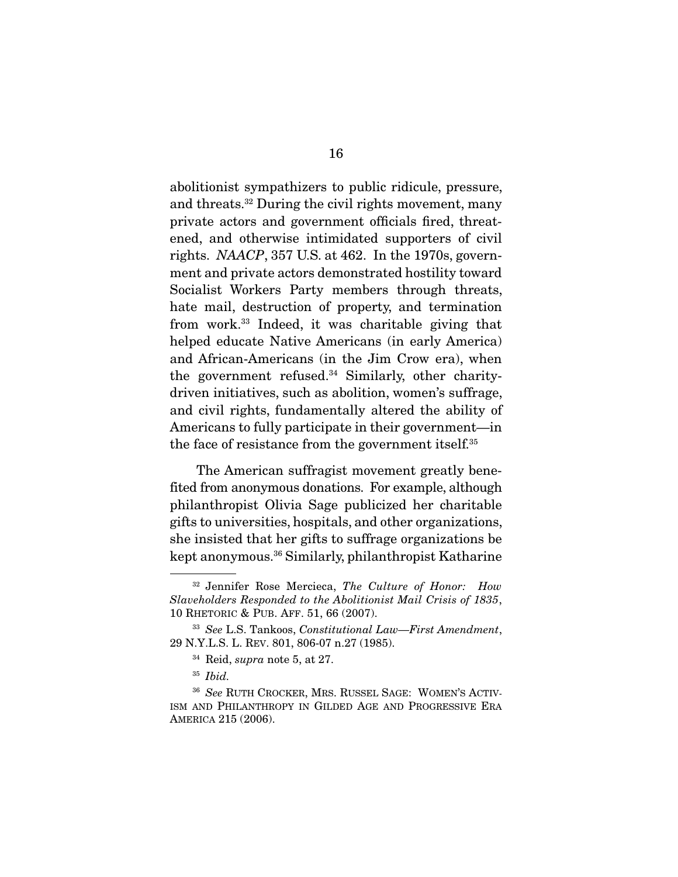abolitionist sympathizers to public ridicule, pressure, and threats.[32] During the civil rights movement, many private actors and government officials fired, threatened, and otherwise intimidated supporters of civil rights. *NAACP*, 357 U.S. at 462. In the 1970s, government and private actors demonstrated hostility toward Socialist Workers Party members through threats, hate mail, destruction of property, and termination from work.[33] Indeed, it was charitable giving that helped educate Native Americans (in early America) and African-Americans (in the Jim Crow era), when the government refused.[34] Similarly, other charity-driven initiatives, such as abolition, women's suffrage, and civil rights, fundamentally altered the ability of Americans to fully participate in their government—in the face of resistance from the government itself.[35]

The American suffragist movement greatly benefited from anonymous donations. For example, although philanthropist Olivia Sage publicized her charitable gifts to universities, hospitals, and other organizations, she insisted that her gifts to suffrage organizations be kept anonymous.[36] Similarly, philanthropist Katharine

---

[32] Jennifer Rose Mercieca, *The Culture of Honor: How Slaveholders Responded to the Abolitionist Mail Crisis of 1835*, 10 RHETORIC & PUB. AFF. 51, 66 (2007).

[33] *See* L.S. Tankoos, *Constitutional Law—First Amendment*, 29 N.Y.L.S. L. REV. 801, 806-07 n.27 (1985).

[34] Reid, *supra* note 5, at 27.

[35] *Ibid.*

[36] *See* RUTH CROCKER, MRS. RUSSEL SAGE: WOMEN'S ACTIVISM AND PHILANTHROPY IN GILDED AGE AND PROGRESSIVE ERA AMERICA 215 (2006).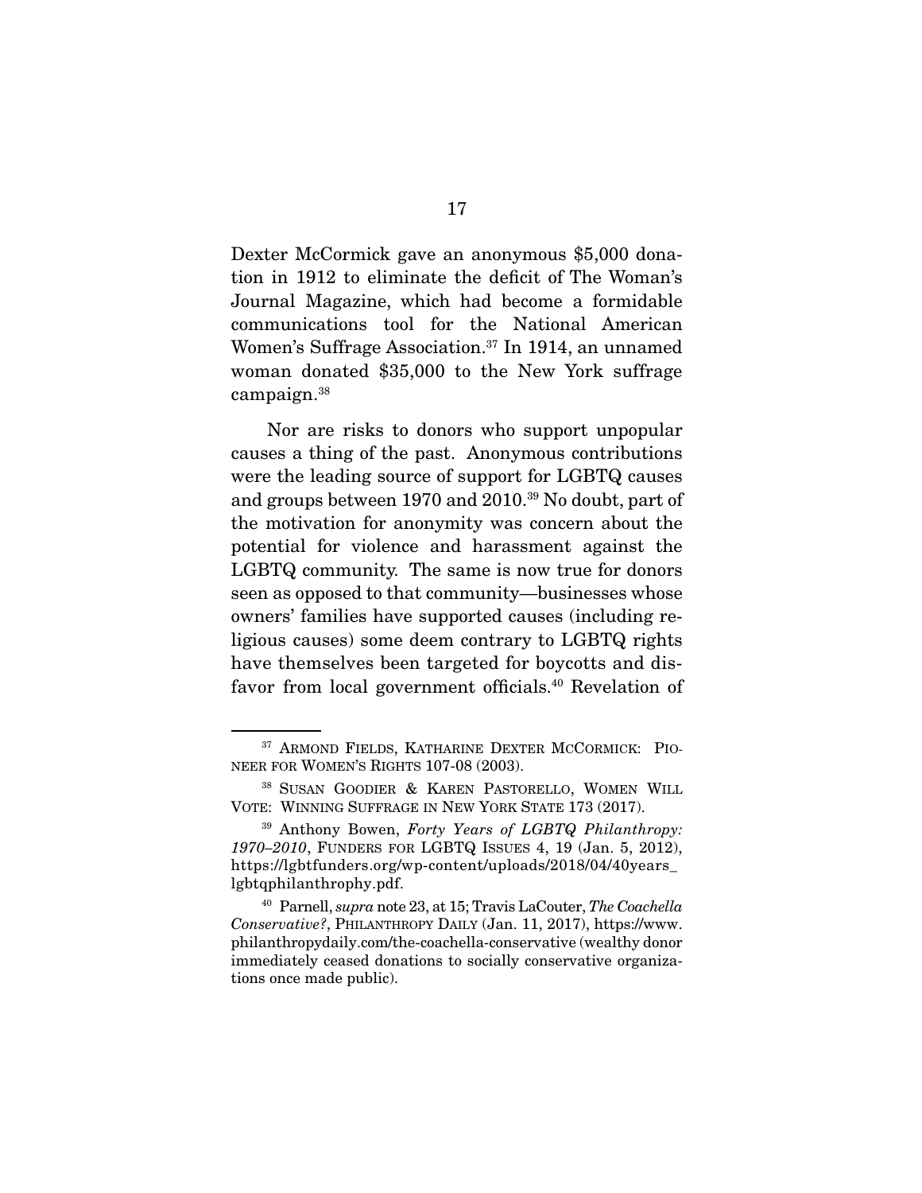Dexter McCormick gave an anonymous $5,000 donation in 1912 to eliminate the deficit of The Woman's Journal Magazine, which had become a formidable communications tool for the National American Women's Suffrage Association.[37] In 1914, an unnamed woman donated $35,000 to the New York suffrage campaign.[38]

Nor are risks to donors who support unpopular causes a thing of the past. Anonymous contributions were the leading source of support for LGBTQ causes and groups between 1970 and 2010.[39] No doubt, part of the motivation for anonymity was concern about the potential for violence and harassment against the LGBTQ community. The same is now true for donors seen as opposed to that community—businesses whose owners' families have supported causes (including religious causes) some deem contrary to LGBTQ rights have themselves been targeted for boycotts and disfavor from local government officials.[40] Revelation of

---

[37] ARMOND FIELDS, KATHARINE DEXTER MCCORMICK: PIONEER FOR WOMEN'S RIGHTS 107-08 (2003).

[38] SUSAN GOODIER & KAREN PASTORELLO, WOMEN WILL VOTE: WINNING SUFFRAGE IN NEW YORK STATE 173 (2017).

[39] Anthony Bowen, *Forty Years of LGBTQ Philanthropy: 1970–2010*, FUNDERS FOR LGBTQ ISSUES 4, 19 (Jan. 5, 2012), https://lgbtfunders.org/wp-content/uploads/2018/04/40years_lgbtqphilanthrophy.pdf.

[40] Parnell, *supra* note 23, at 15; Travis LaCouter, *The Coachella Conservative?*, PHILANTHROPY DAILY (Jan. 11, 2017), https://www.philanthropydaily.com/the-coachella-conservative (wealthy donor immediately ceased donations to socially conservative organizations once made public).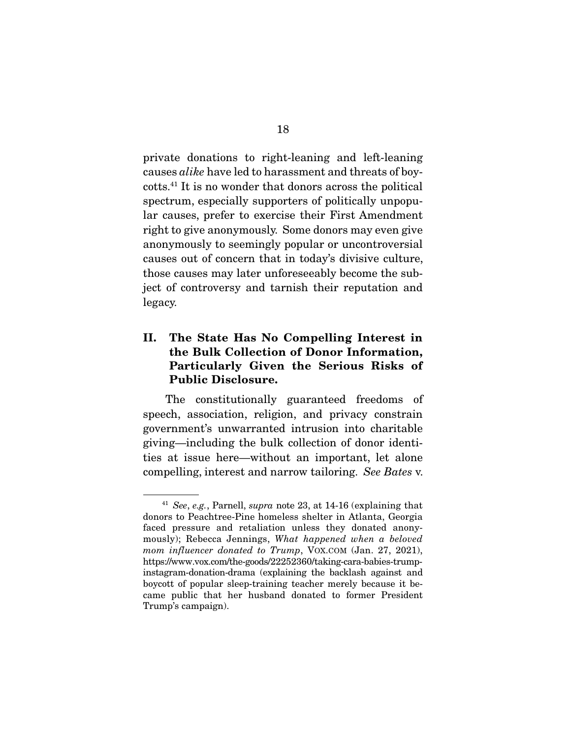private donations to right-leaning and left-leaning causes *alike* have led to harassment and threats of boycotts.[41] It is no wonder that donors across the political spectrum, especially supporters of politically unpopular causes, prefer to exercise their First Amendment right to give anonymously. Some donors may even give anonymously to seemingly popular or uncontroversial causes out of concern that in today's divisive culture, those causes may later unforeseeably become the subject of controversy and tarnish their reputation and legacy.

## II. The State Has No Compelling Interest in the Bulk Collection of Donor Information, Particularly Given the Serious Risks of Public Disclosure.

The constitutionally guaranteed freedoms of speech, association, religion, and privacy constrain government's unwarranted intrusion into charitable giving—including the bulk collection of donor identities at issue here—without an important, let alone compelling, interest and narrow tailoring. *See Bates* v.

---

[41] *See*, *e.g.*, Parnell, *supra* note 23, at 14-16 (explaining that donors to Peachtree-Pine homeless shelter in Atlanta, Georgia faced pressure and retaliation unless they donated anonymously); Rebecca Jennings, *What happened when a beloved mom influencer donated to Trump*, VOX.COM (Jan. 27, 2021), https://www.vox.com/the-goods/22252360/taking-cara-babies-trump-instagram-donation-drama (explaining the backlash against and boycott of popular sleep-training teacher merely because it became public that her husband donated to former President Trump's campaign).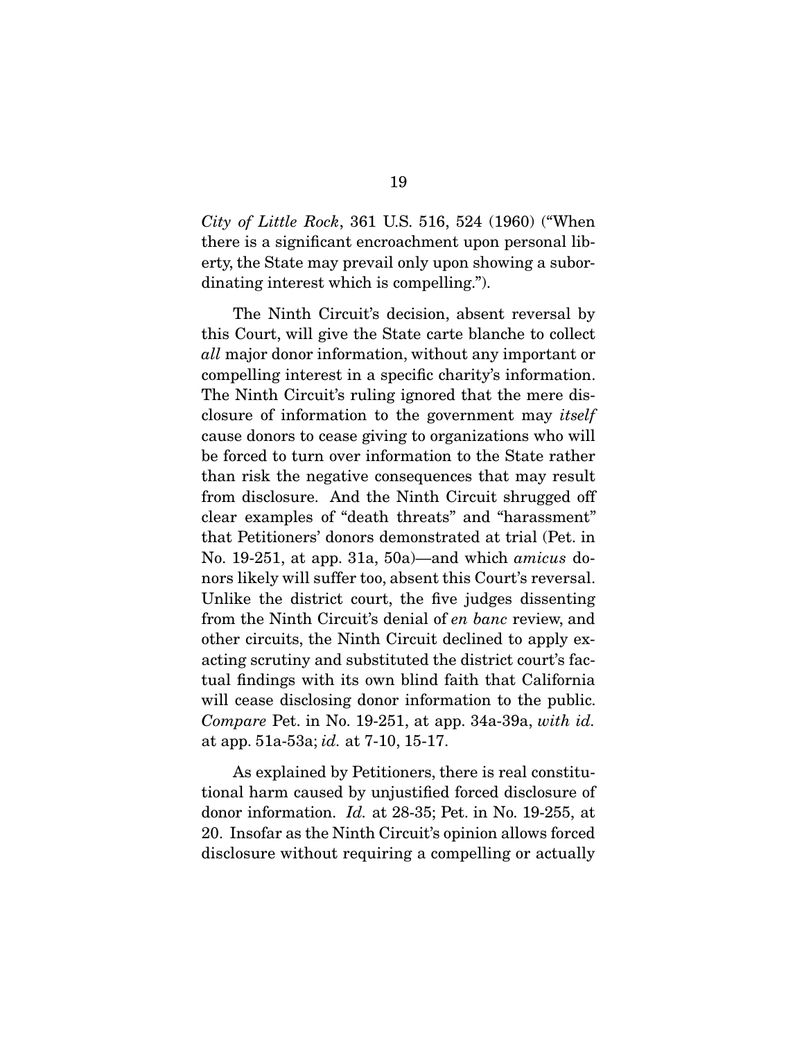*City of Little Rock*, 361 U.S. 516, 524 (1960) ("When there is a significant encroachment upon personal liberty, the State may prevail only upon showing a subordinating interest which is compelling.").

The Ninth Circuit's decision, absent reversal by this Court, will give the State carte blanche to collect *all* major donor information, without any important or compelling interest in a specific charity's information. The Ninth Circuit's ruling ignored that the mere disclosure of information to the government may *itself* cause donors to cease giving to organizations who will be forced to turn over information to the State rather than risk the negative consequences that may result from disclosure. And the Ninth Circuit shrugged off clear examples of "death threats" and "harassment" that Petitioners' donors demonstrated at trial (Pet. in No. 19-251, at app. 31a, 50a)—and which *amicus* donors likely will suffer too, absent this Court's reversal. Unlike the district court, the five judges dissenting from the Ninth Circuit's denial of *en banc* review, and other circuits, the Ninth Circuit declined to apply exacting scrutiny and substituted the district court's factual findings with its own blind faith that California will cease disclosing donor information to the public. *Compare* Pet. in No. 19-251, at app. 34a-39a, *with id.* at app. 51a-53a; *id.* at 7-10, 15-17.

As explained by Petitioners, there is real constitutional harm caused by unjustified forced disclosure of donor information. *Id.* at 28-35; Pet. in No. 19-255, at 20. Insofar as the Ninth Circuit's opinion allows forced disclosure without requiring a compelling or actually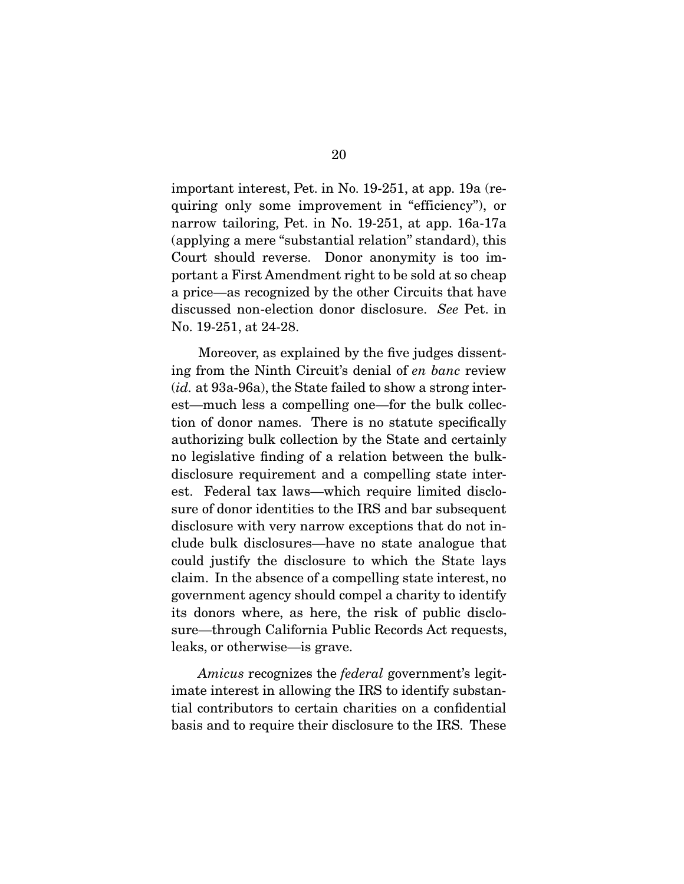important interest, Pet. in No. 19-251, at app. 19a (requiring only some improvement in "efficiency"), or narrow tailoring, Pet. in No. 19-251, at app. 16a-17a (applying a mere "substantial relation" standard), this Court should reverse. Donor anonymity is too important a First Amendment right to be sold at so cheap a price—as recognized by the other Circuits that have discussed non-election donor disclosure. *See* Pet. in No. 19-251, at 24-28.

Moreover, as explained by the five judges dissenting from the Ninth Circuit's denial of *en banc* review (*id.* at 93a-96a), the State failed to show a strong interest—much less a compelling one—for the bulk collection of donor names. There is no statute specifically authorizing bulk collection by the State and certainly no legislative finding of a relation between the bulk-disclosure requirement and a compelling state interest. Federal tax laws—which require limited disclosure of donor identities to the IRS and bar subsequent disclosure with very narrow exceptions that do not include bulk disclosures—have no state analogue that could justify the disclosure to which the State lays claim. In the absence of a compelling state interest, no government agency should compel a charity to identify its donors where, as here, the risk of public disclosure—through California Public Records Act requests, leaks, or otherwise—is grave.

*Amicus* recognizes the *federal* government's legitimate interest in allowing the IRS to identify substantial contributors to certain charities on a confidential basis and to require their disclosure to the IRS. These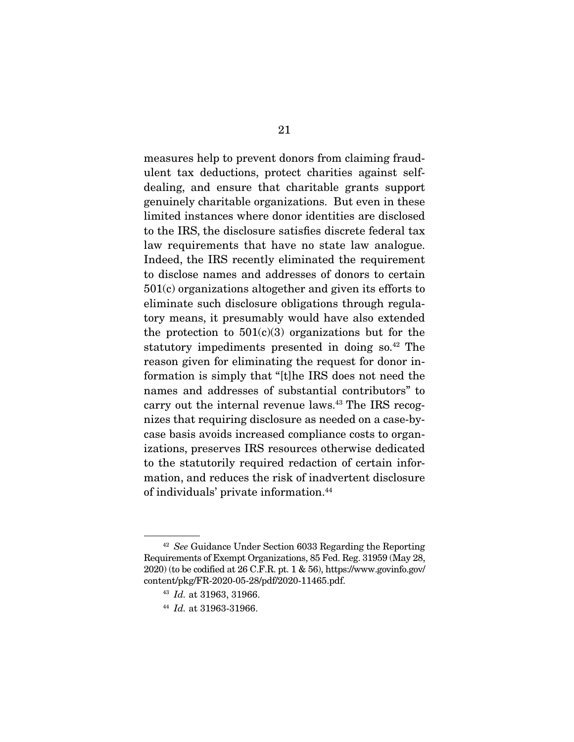measures help to prevent donors from claiming fraudulent tax deductions, protect charities against self-dealing, and ensure that charitable grants support genuinely charitable organizations. But even in these limited instances where donor identities are disclosed to the IRS, the disclosure satisfies discrete federal tax law requirements that have no state law analogue. Indeed, the IRS recently eliminated the requirement to disclose names and addresses of donors to certain 501(c) organizations altogether and given its efforts to eliminate such disclosure obligations through regulatory means, it presumably would have also extended the protection to 501(c)(3) organizations but for the statutory impediments presented in doing so.[42] The reason given for eliminating the request for donor information is simply that "[t]he IRS does not need the names and addresses of substantial contributors" to carry out the internal revenue laws.[43] The IRS recognizes that requiring disclosure as needed on a case-by-case basis avoids increased compliance costs to organizations, preserves IRS resources otherwise dedicated to the statutorily required redaction of certain information, and reduces the risk of inadvertent disclosure of individuals' private information.[44]

---

[42] *See* Guidance Under Section 6033 Regarding the Reporting Requirements of Exempt Organizations, 85 Fed. Reg. 31959 (May 28, 2020) (to be codified at 26 C.F.R. pt. 1 & 56), https://www.govinfo.gov/content/pkg/FR-2020-05-28/pdf/2020-11465.pdf.

[43] *Id.* at 31963, 31966.

[44] *Id.* at 31963-31966.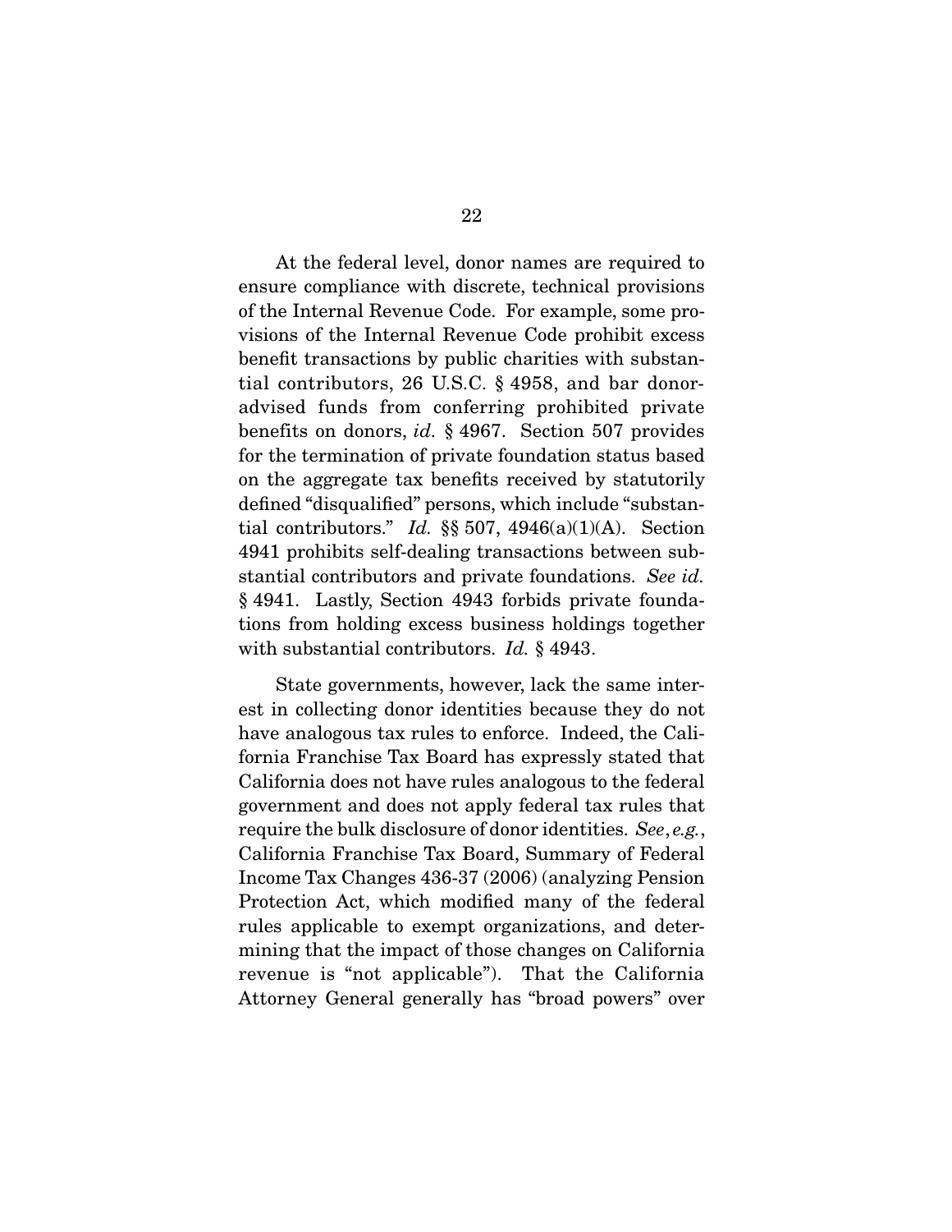At the federal level, donor names are required to ensure compliance with discrete, technical provisions of the Internal Revenue Code. For example, some provisions of the Internal Revenue Code prohibit excess benefit transactions by public charities with substantial contributors, 26 U.S.C. § 4958, and bar donor-advised funds from conferring prohibited private benefits on donors, *id*. § 4967. Section 507 provides for the termination of private foundation status based on the aggregate tax benefits received by statutorily defined "disqualified" persons, which include "substantial contributors." *Id.* §§ 507, 4946(a)(1)(A). Section 4941 prohibits self-dealing transactions between substantial contributors and private foundations. *See id.* § 4941. Lastly, Section 4943 forbids private foundations from holding excess business holdings together with substantial contributors. *Id.* § 4943.

State governments, however, lack the same interest in collecting donor identities because they do not have analogous tax rules to enforce. Indeed, the California Franchise Tax Board has expressly stated that California does not have rules analogous to the federal government and does not apply federal tax rules that require the bulk disclosure of donor identities. *See*, *e.g.*, California Franchise Tax Board, Summary of Federal Income Tax Changes 436-37 (2006) (analyzing Pension Protection Act, which modified many of the federal rules applicable to exempt organizations, and determining that the impact of those changes on California revenue is "not applicable"). That the California Attorney General generally has "broad powers" over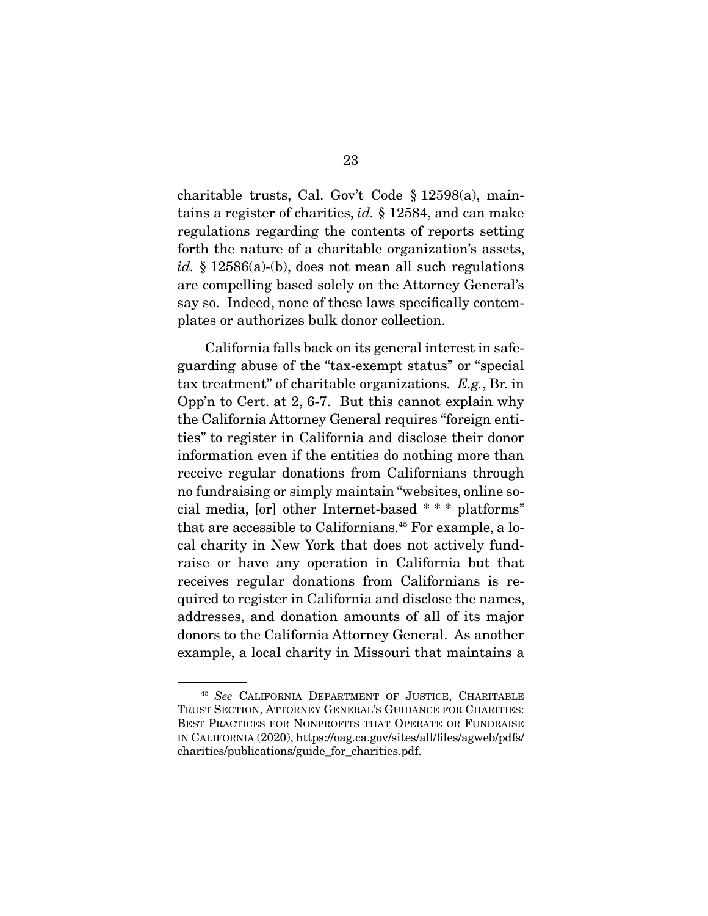charitable trusts, Cal. Gov't Code § 12598(a), maintains a register of charities, *id.* § 12584, and can make regulations regarding the contents of reports setting forth the nature of a charitable organization's assets, *id.* § 12586(a)-(b), does not mean all such regulations are compelling based solely on the Attorney General's say so. Indeed, none of these laws specifically contemplates or authorizes bulk donor collection.

California falls back on its general interest in safeguarding abuse of the "tax-exempt status" or "special tax treatment" of charitable organizations. *E.g.*, Br. in Opp'n to Cert. at 2, 6-7. But this cannot explain why the California Attorney General requires "foreign entities" to register in California and disclose their donor information even if the entities do nothing more than receive regular donations from Californians through no fundraising or simply maintain "websites, online social media, [or] other Internet-based * * * platforms" that are accessible to Californians.[45] For example, a local charity in New York that does not actively fundraise or have any operation in California but that receives regular donations from Californians is required to register in California and disclose the names, addresses, and donation amounts of all of its major donors to the California Attorney General. As another example, a local charity in Missouri that maintains a

---

[45] *See* CALIFORNIA DEPARTMENT OF JUSTICE, CHARITABLE TRUST SECTION, ATTORNEY GENERAL'S GUIDANCE FOR CHARITIES: BEST PRACTICES FOR NONPROFITS THAT OPERATE OR FUNDRAISE IN CALIFORNIA (2020), https://oag.ca.gov/sites/all/files/agweb/pdfs/charities/publications/guide_for_charities.pdf.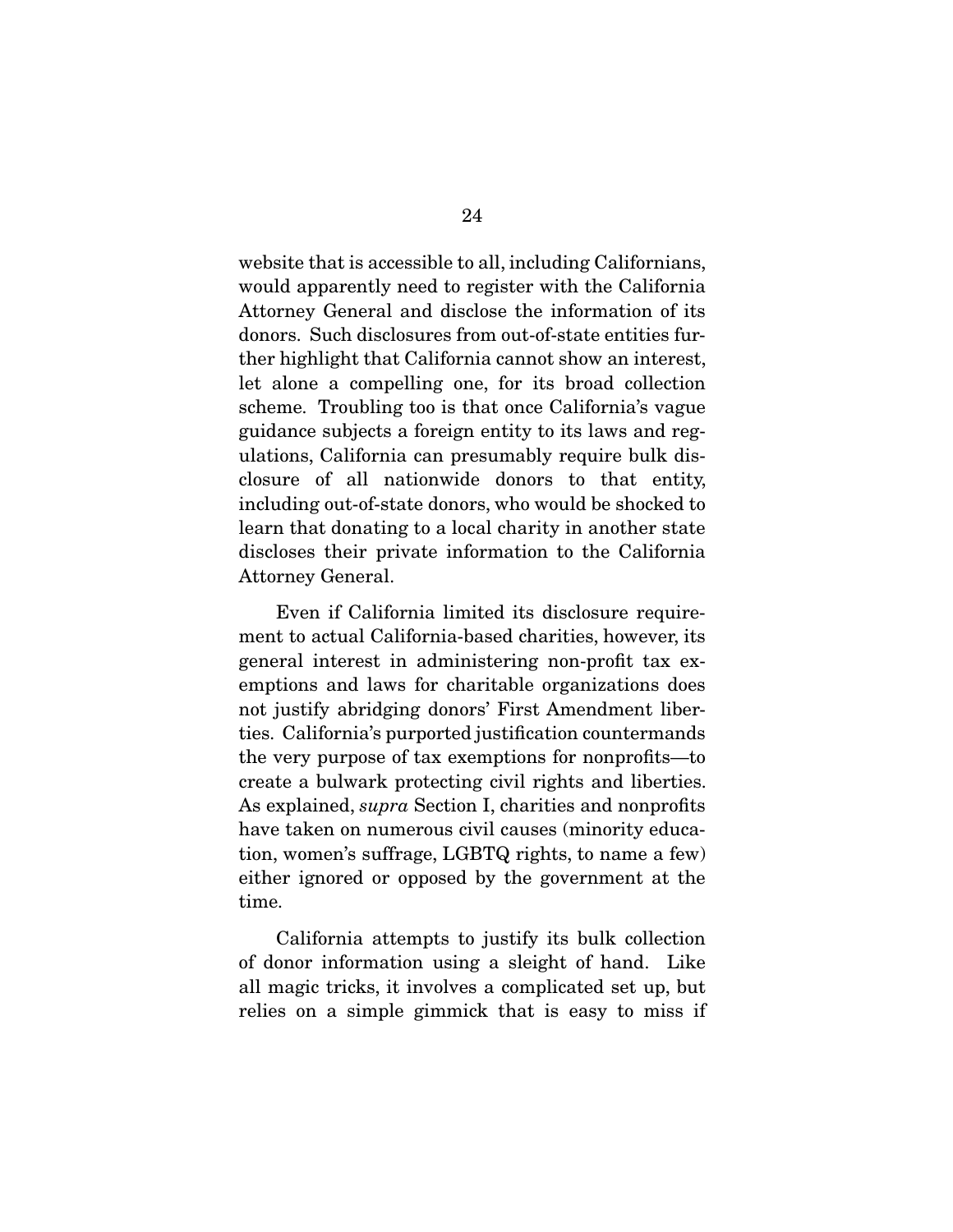website that is accessible to all, including Californians, would apparently need to register with the California Attorney General and disclose the information of its donors. Such disclosures from out-of-state entities further highlight that California cannot show an interest, let alone a compelling one, for its broad collection scheme. Troubling too is that once California's vague guidance subjects a foreign entity to its laws and regulations, California can presumably require bulk disclosure of all nationwide donors to that entity, including out-of-state donors, who would be shocked to learn that donating to a local charity in another state discloses their private information to the California Attorney General.

Even if California limited its disclosure requirement to actual California-based charities, however, its general interest in administering non-profit tax exemptions and laws for charitable organizations does not justify abridging donors' First Amendment liberties. California's purported justification countermands the very purpose of tax exemptions for nonprofits—to create a bulwark protecting civil rights and liberties. As explained, *supra* Section I, charities and nonprofits have taken on numerous civil causes (minority education, women's suffrage, LGBTQ rights, to name a few) either ignored or opposed by the government at the time.

California attempts to justify its bulk collection of donor information using a sleight of hand. Like all magic tricks, it involves a complicated set up, but relies on a simple gimmick that is easy to miss if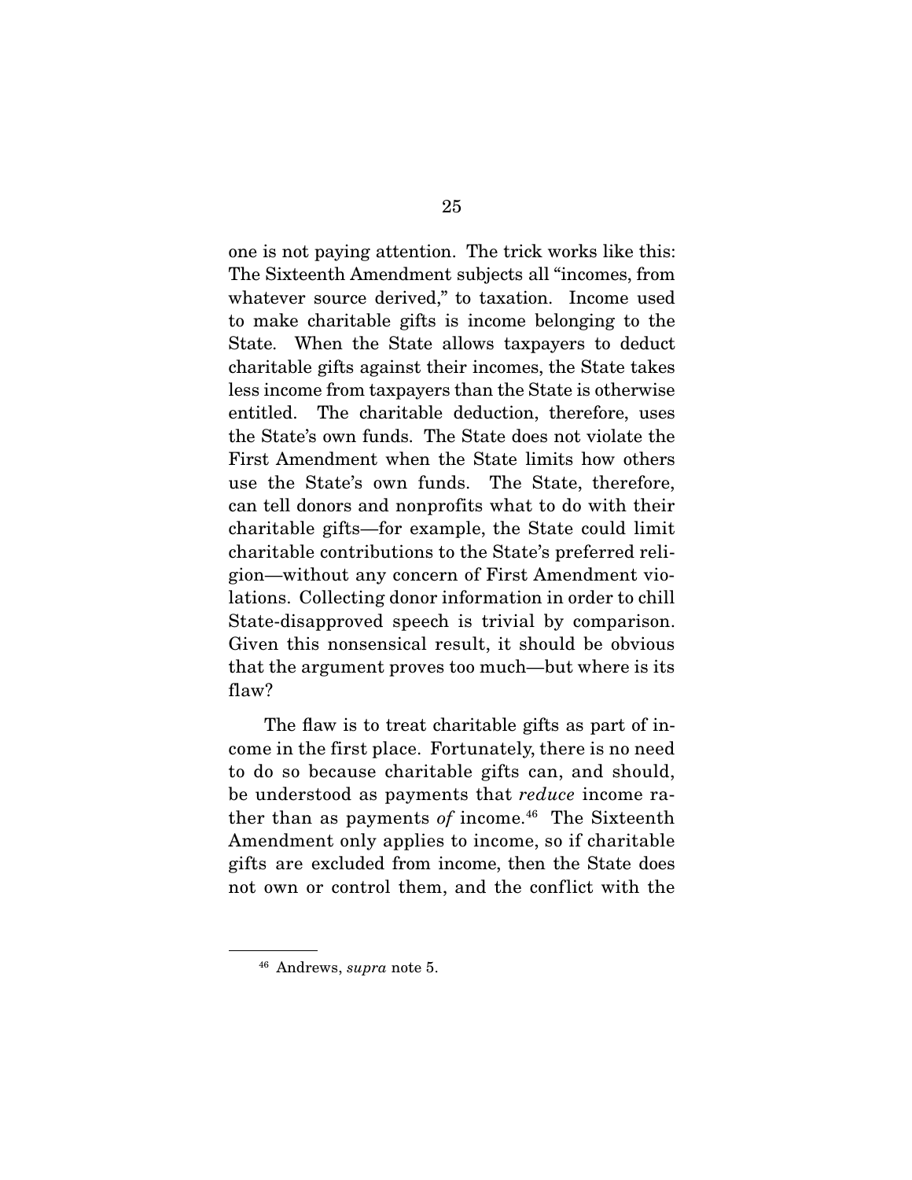one is not paying attention. The trick works like this: The Sixteenth Amendment subjects all "incomes, from whatever source derived," to taxation. Income used to make charitable gifts is income belonging to the State. When the State allows taxpayers to deduct charitable gifts against their incomes, the State takes less income from taxpayers than the State is otherwise entitled. The charitable deduction, therefore, uses the State's own funds. The State does not violate the First Amendment when the State limits how others use the State's own funds. The State, therefore, can tell donors and nonprofits what to do with their charitable gifts—for example, the State could limit charitable contributions to the State's preferred religion—without any concern of First Amendment violations. Collecting donor information in order to chill State-disapproved speech is trivial by comparison. Given this nonsensical result, it should be obvious that the argument proves too much—but where is its flaw?

The flaw is to treat charitable gifts as part of income in the first place. Fortunately, there is no need to do so because charitable gifts can, and should, be understood as payments that *reduce* income rather than as payments *of* income.[46] The Sixteenth Amendment only applies to income, so if charitable gifts are excluded from income, then the State does not own or control them, and the conflict with the

---

[46] Andrews, *supra* note 5.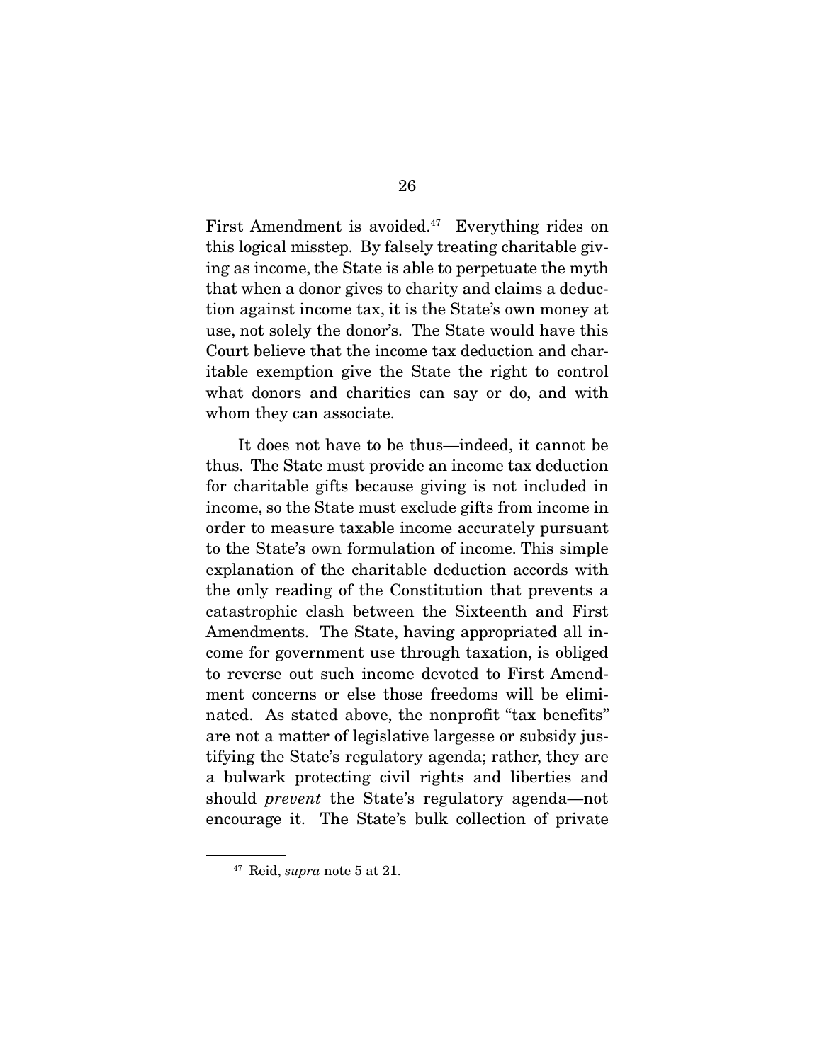First Amendment is avoided.[47] Everything rides on this logical misstep. By falsely treating charitable giving as income, the State is able to perpetuate the myth that when a donor gives to charity and claims a deduction against income tax, it is the State's own money at use, not solely the donor's. The State would have this Court believe that the income tax deduction and charitable exemption give the State the right to control what donors and charities can say or do, and with whom they can associate.

It does not have to be thus—indeed, it cannot be thus. The State must provide an income tax deduction for charitable gifts because giving is not included in income, so the State must exclude gifts from income in order to measure taxable income accurately pursuant to the State's own formulation of income. This simple explanation of the charitable deduction accords with the only reading of the Constitution that prevents a catastrophic clash between the Sixteenth and First Amendments. The State, having appropriated all income for government use through taxation, is obliged to reverse out such income devoted to First Amendment concerns or else those freedoms will be eliminated. As stated above, the nonprofit "tax benefits" are not a matter of legislative largesse or subsidy justifying the State's regulatory agenda; rather, they are a bulwark protecting civil rights and liberties and should *prevent* the State's regulatory agenda—not encourage it. The State's bulk collection of private

---

[47] Reid, *supra* note 5 at 21.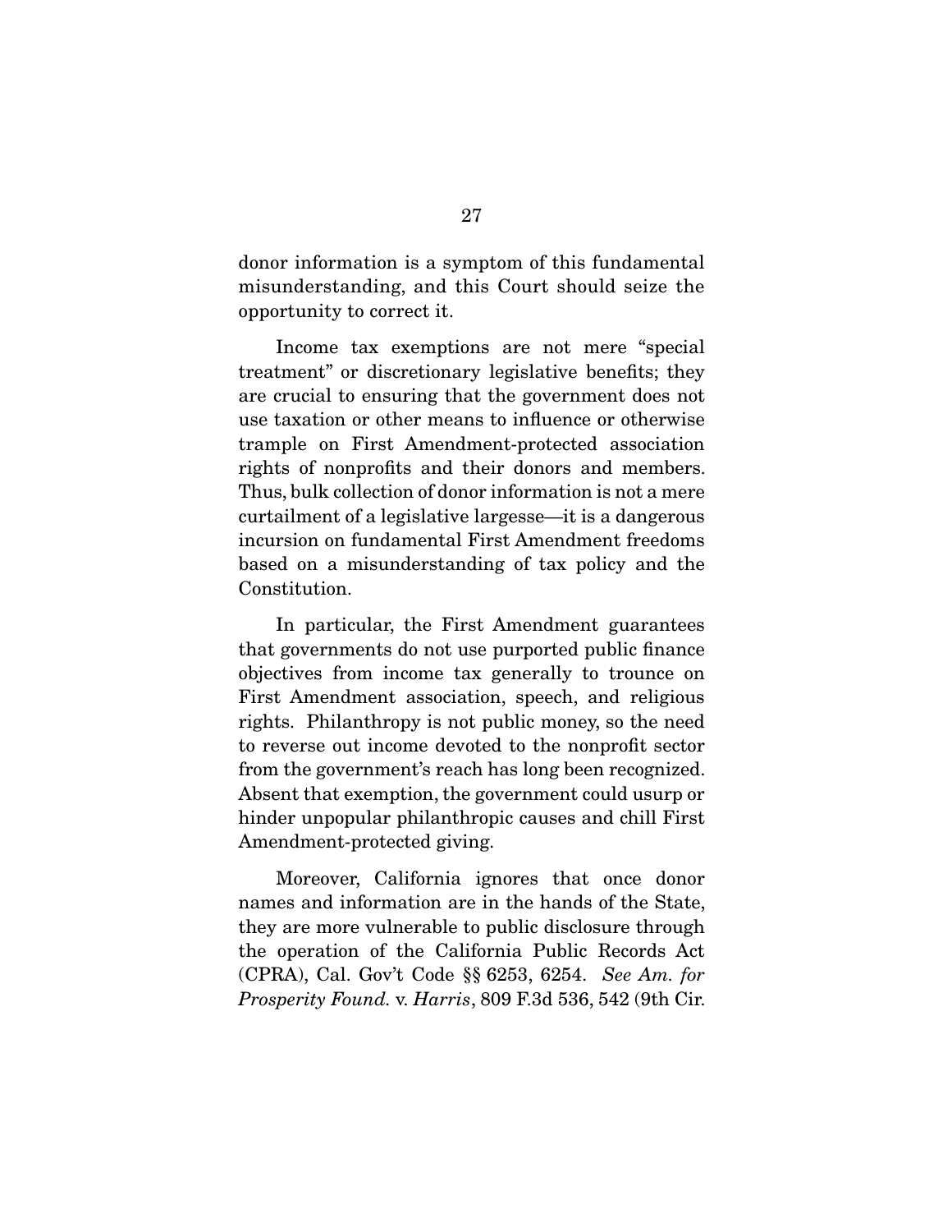donor information is a symptom of this fundamental misunderstanding, and this Court should seize the opportunity to correct it.

Income tax exemptions are not mere "special treatment" or discretionary legislative benefits; they are crucial to ensuring that the government does not use taxation or other means to influence or otherwise trample on First Amendment-protected association rights of nonprofits and their donors and members. Thus, bulk collection of donor information is not a mere curtailment of a legislative largesse—it is a dangerous incursion on fundamental First Amendment freedoms based on a misunderstanding of tax policy and the Constitution.

In particular, the First Amendment guarantees that governments do not use purported public finance objectives from income tax generally to trounce on First Amendment association, speech, and religious rights. Philanthropy is not public money, so the need to reverse out income devoted to the nonprofit sector from the government's reach has long been recognized. Absent that exemption, the government could usurp or hinder unpopular philanthropic causes and chill First Amendment-protected giving.

Moreover, California ignores that once donor names and information are in the hands of the State, they are more vulnerable to public disclosure through the operation of the California Public Records Act (CPRA), Cal. Gov't Code §§ 6253, 6254. *See Am. for Prosperity Found.* v. *Harris*, 809 F.3d 536, 542 (9th Cir.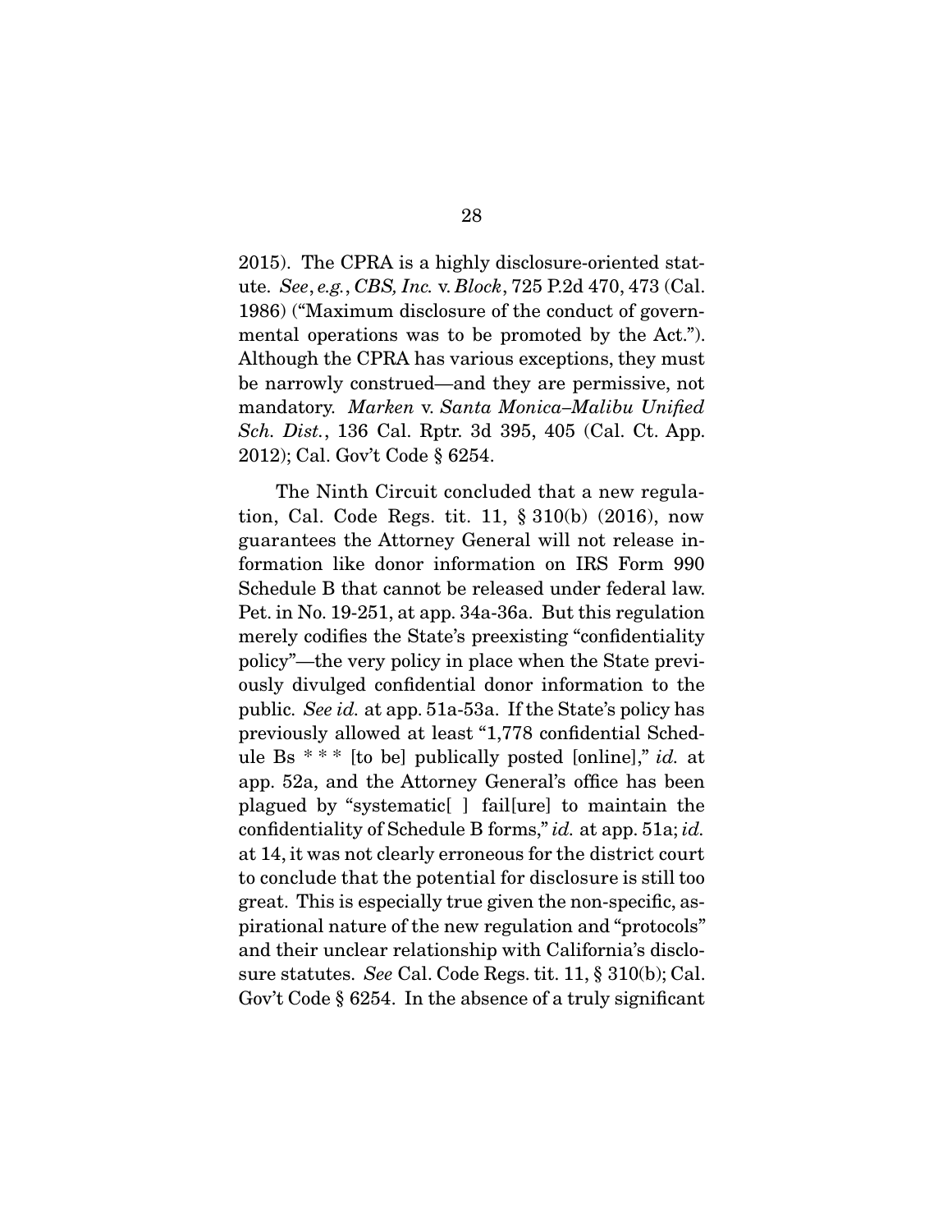2015). The CPRA is a highly disclosure-oriented statute. *See*, *e.g.*, *CBS, Inc.* v. *Block*, 725 P.2d 470, 473 (Cal. 1986) ("Maximum disclosure of the conduct of governmental operations was to be promoted by the Act."). Although the CPRA has various exceptions, they must be narrowly construed—and they are permissive, not mandatory. *Marken* v. *Santa Monica–Malibu Unified Sch. Dist.*, 136 Cal. Rptr. 3d 395, 405 (Cal. Ct. App. 2012); Cal. Gov't Code § 6254.

The Ninth Circuit concluded that a new regulation, Cal. Code Regs. tit. 11, § 310(b) (2016), now guarantees the Attorney General will not release information like donor information on IRS Form 990 Schedule B that cannot be released under federal law. Pet. in No. 19-251, at app. 34a-36a. But this regulation merely codifies the State's preexisting "confidentiality policy"—the very policy in place when the State previously divulged confidential donor information to the public. *See id.* at app. 51a-53a. If the State's policy has previously allowed at least "1,778 confidential Schedule Bs * * * [to be] publically posted [online]," *id.* at app. 52a, and the Attorney General's office has been plagued by "systematic[ ] fail[ure] to maintain the confidentiality of Schedule B forms," *id.* at app. 51a; *id.* at 14, it was not clearly erroneous for the district court to conclude that the potential for disclosure is still too great. This is especially true given the non-specific, aspirational nature of the new regulation and "protocols" and their unclear relationship with California's disclosure statutes. *See* Cal. Code Regs. tit. 11, § 310(b); Cal. Gov't Code § 6254. In the absence of a truly significant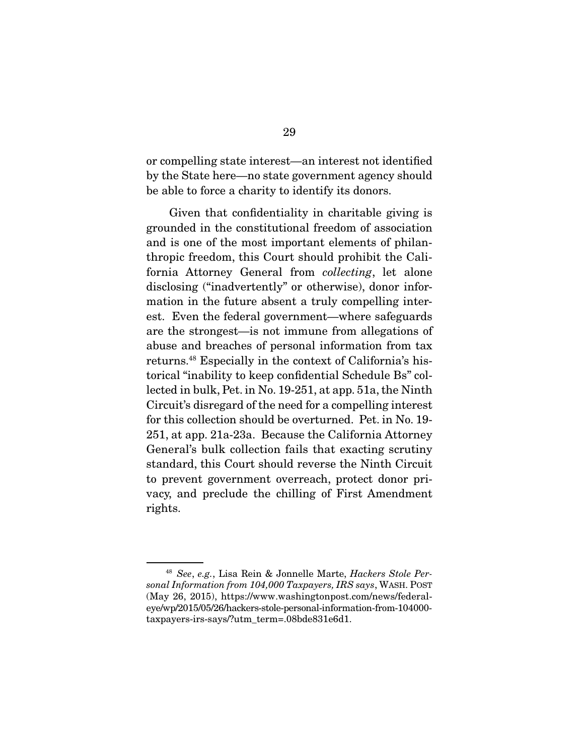or compelling state interest—an interest not identified by the State here—no state government agency should be able to force a charity to identify its donors.

Given that confidentiality in charitable giving is grounded in the constitutional freedom of association and is one of the most important elements of philanthropic freedom, this Court should prohibit the California Attorney General from *collecting*, let alone disclosing ("inadvertently" or otherwise), donor information in the future absent a truly compelling interest. Even the federal government—where safeguards are the strongest—is not immune from allegations of abuse and breaches of personal information from tax returns.[48] Especially in the context of California's historical "inability to keep confidential Schedule Bs" collected in bulk, Pet. in No. 19-251, at app. 51a, the Ninth Circuit's disregard of the need for a compelling interest for this collection should be overturned. Pet. in No. 19-251, at app. 21a-23a. Because the California Attorney General's bulk collection fails that exacting scrutiny standard, this Court should reverse the Ninth Circuit to prevent government overreach, protect donor privacy, and preclude the chilling of First Amendment rights.

---

[48] *See*, *e.g.*, Lisa Rein & Jonnelle Marte, *Hackers Stole Personal Information from 104,000 Taxpayers, IRS says*, WASH. POST (May 26, 2015), https://www.washingtonpost.com/news/federal-eye/wp/2015/05/26/hackers-stole-personal-information-from-104000-taxpayers-irs-says/?utm_term=.08bde831e6d1.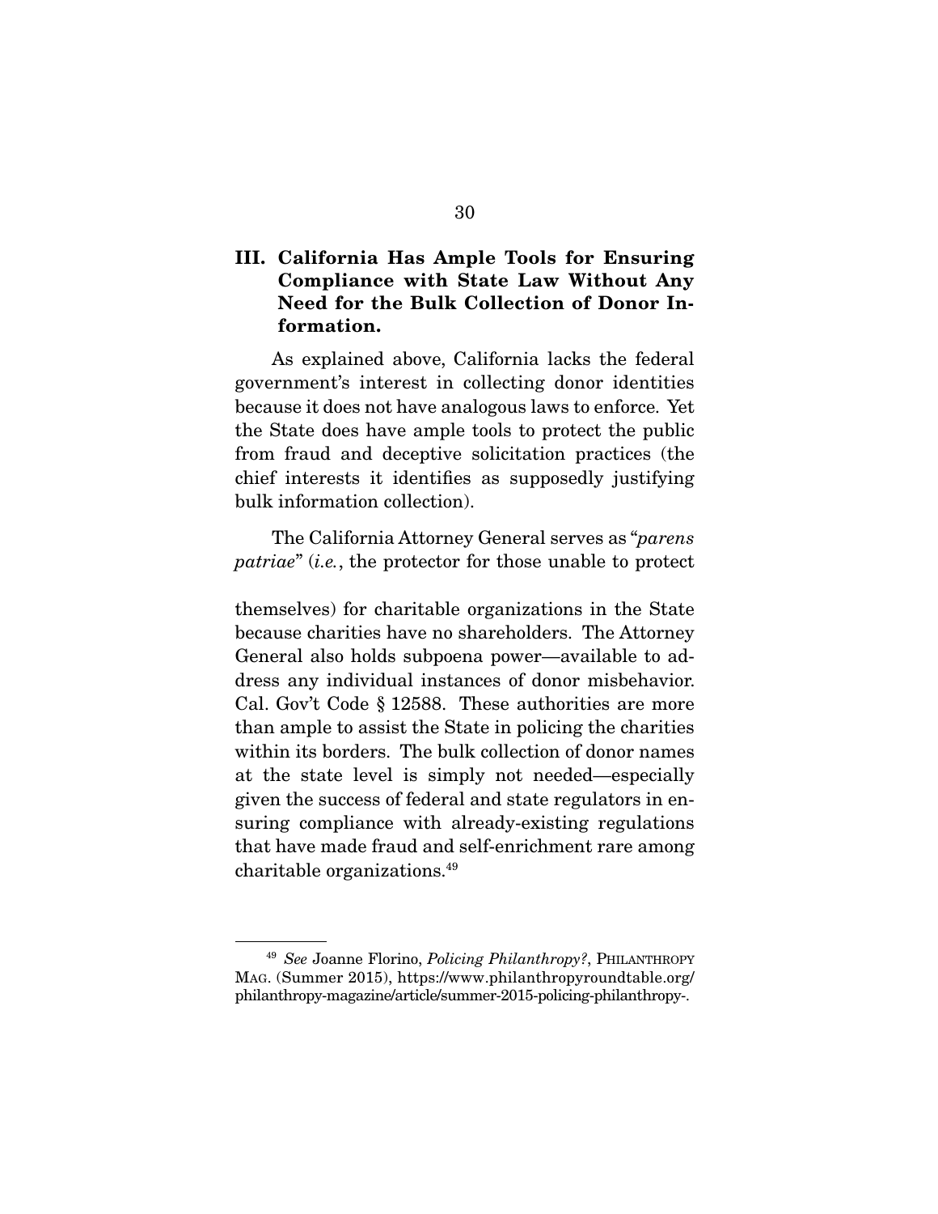## III. California Has Ample Tools for Ensuring Compliance with State Law Without Any Need for the Bulk Collection of Donor Information.

As explained above, California lacks the federal government's interest in collecting donor identities because it does not have analogous laws to enforce. Yet the State does have ample tools to protect the public from fraud and deceptive solicitation practices (the chief interests it identifies as supposedly justifying bulk information collection).

The California Attorney General serves as "*parens patriae*" (*i.e.*, the protector for those unable to protect themselves) for charitable organizations in the State because charities have no shareholders. The Attorney General also holds subpoena power—available to address any individual instances of donor misbehavior. Cal. Gov't Code § 12588. These authorities are more than ample to assist the State in policing the charities within its borders. The bulk collection of donor names at the state level is simply not needed—especially given the success of federal and state regulators in ensuring compliance with already-existing regulations that have made fraud and self-enrichment rare among charitable organizations.[49]

---

[49] *See* Joanne Florino, *Policing Philanthropy?*, PHILANTHROPY MAG. (Summer 2015), https://www.philanthropyroundtable.org/philanthropy-magazine/article/summer-2015-policing-philanthropy-.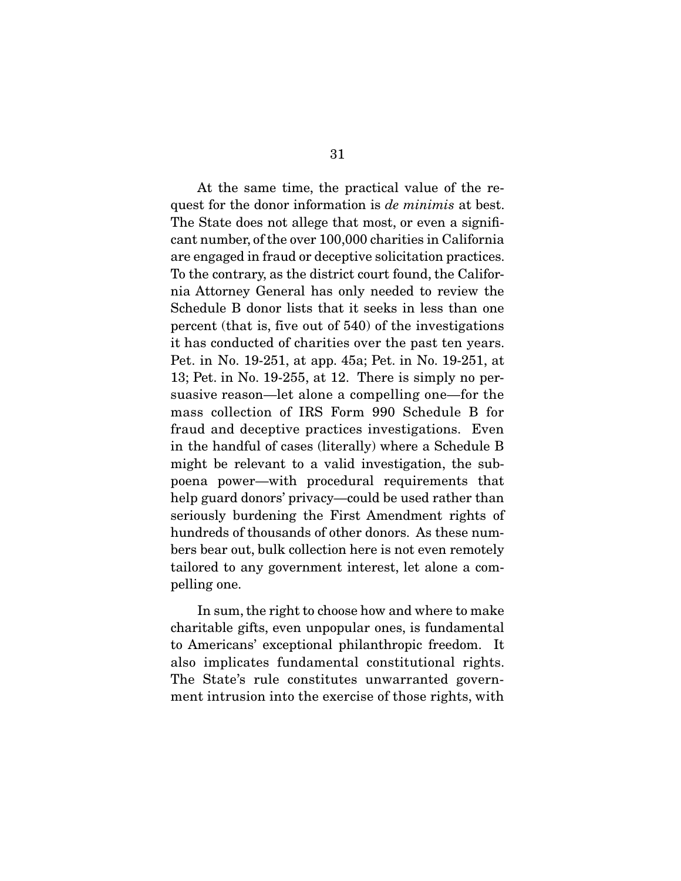At the same time, the practical value of the request for the donor information is *de minimis* at best. The State does not allege that most, or even a significant number, of the over 100,000 charities in California are engaged in fraud or deceptive solicitation practices. To the contrary, as the district court found, the California Attorney General has only needed to review the Schedule B donor lists that it seeks in less than one percent (that is, five out of 540) of the investigations it has conducted of charities over the past ten years. Pet. in No. 19-251, at app. 45a; Pet. in No. 19-251, at 13; Pet. in No. 19-255, at 12. There is simply no persuasive reason—let alone a compelling one—for the mass collection of IRS Form 990 Schedule B for fraud and deceptive practices investigations. Even in the handful of cases (literally) where a Schedule B might be relevant to a valid investigation, the subpoena power—with procedural requirements that help guard donors' privacy—could be used rather than seriously burdening the First Amendment rights of hundreds of thousands of other donors. As these numbers bear out, bulk collection here is not even remotely tailored to any government interest, let alone a compelling one.

In sum, the right to choose how and where to make charitable gifts, even unpopular ones, is fundamental to Americans' exceptional philanthropic freedom. It also implicates fundamental constitutional rights. The State's rule constitutes unwarranted government intrusion into the exercise of those rights, with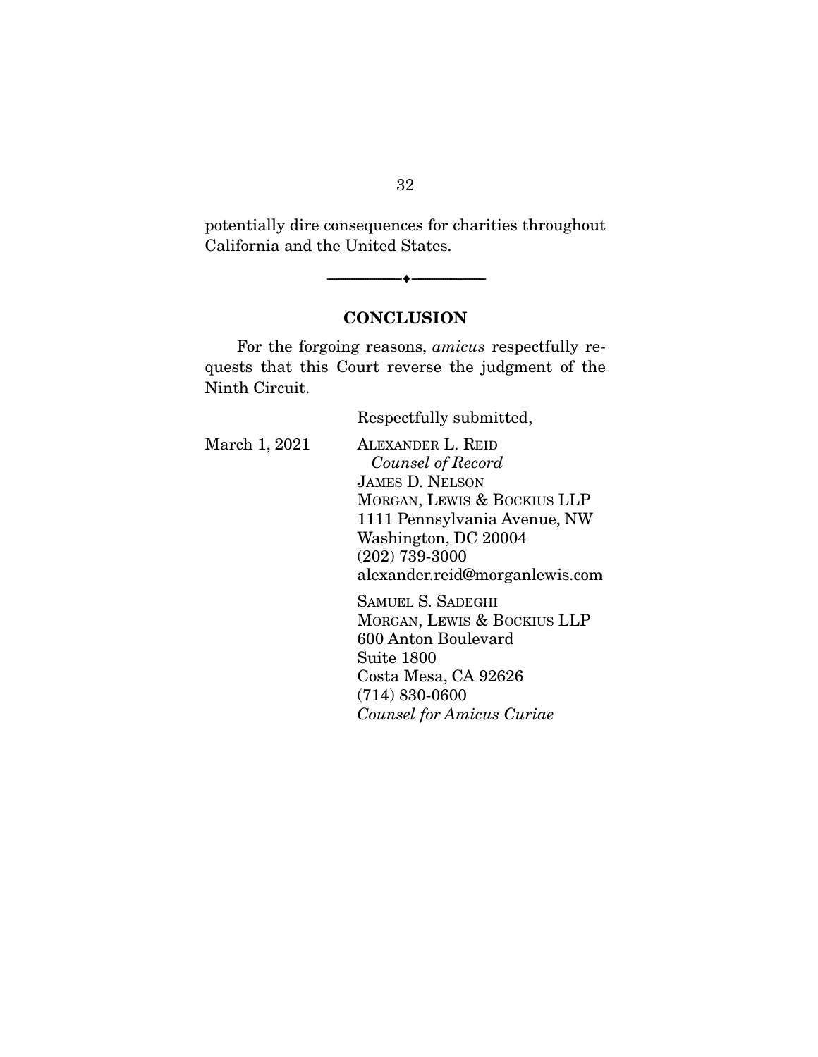potentially dire consequences for charities throughout California and the United States.

---

## CONCLUSION

For the forgoing reasons, *amicus* respectfully requests that this Court reverse the judgment of the Ninth Circuit.

Respectfully submitted,

March 1, 2021

ALEXANDER L. REID
*Counsel of Record*
JAMES D. NELSON
MORGAN, LEWIS & BOCKIUS LLP
1111 Pennsylvania Avenue, NW
Washington, DC 20004
(202) 739-3000
alexander.reid@morganlewis.com

SAMUEL S. SADEGHI
MORGAN, LEWIS & BOCKIUS LLP
600 Anton Boulevard
Suite 1800
Costa Mesa, CA 92626
(714) 830-0600
*Counsel for Amicus Curiae*